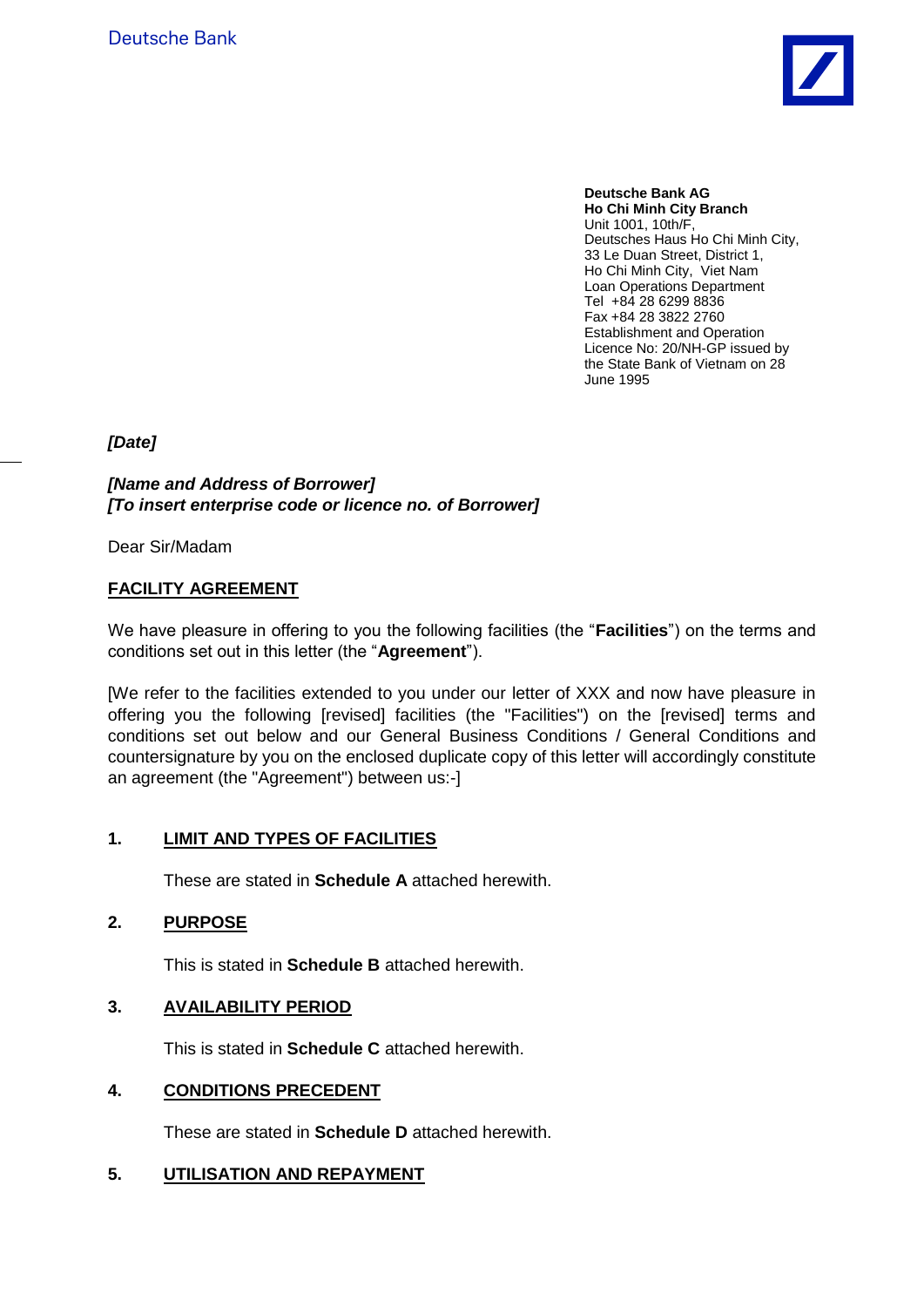Deutsche Bank

**Deutsche Bank AG**
**Ho Chi Minh City Branch**
Unit 1001, 10th/F,
Deutsches Haus Ho Chi Minh City,
33 Le Duan Street, District 1,
Ho Chi Minh City, Viet Nam
Loan Operations Department
Tel +84 28 6299 8836
Fax +84 28 3822 2760
Establishment and Operation
Licence No: 20/NH-GP issued by
the State Bank of Vietnam on 28
June 1995

***[Date]***

***[Name and Address of Borrower]***
***[To insert enterprise code or licence no. of Borrower]***

Dear Sir/Madam

**FACILITY AGREEMENT**

We have pleasure in offering to you the following facilities (the "**Facilities**") on the terms and conditions set out in this letter (the "**Agreement**").

[We refer to the facilities extended to you under our letter of XXX and now have pleasure in offering you the following [revised] facilities (the "Facilities") on the [revised] terms and conditions set out below and our General Business Conditions / General Conditions and countersignature by you on the enclosed duplicate copy of this letter will accordingly constitute an agreement (the "Agreement") between us:-]

## 1. LIMIT AND TYPES OF FACILITIES

These are stated in **Schedule A** attached herewith.

## 2. PURPOSE

This is stated in **Schedule B** attached herewith.

## 3. AVAILABILITY PERIOD

This is stated in **Schedule C** attached herewith.

## 4. CONDITIONS PRECEDENT

These are stated in **Schedule D** attached herewith.

## 5. UTILISATION AND REPAYMENT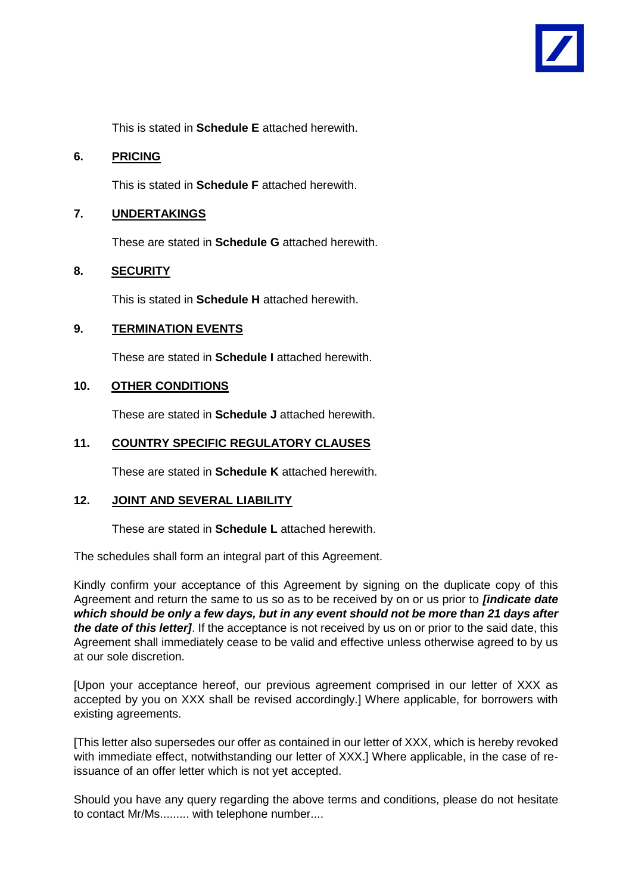This is stated in **Schedule E** attached herewith.

## 6. PRICING

This is stated in **Schedule F** attached herewith.

## 7. UNDERTAKINGS

These are stated in **Schedule G** attached herewith.

## 8. SECURITY

This is stated in **Schedule H** attached herewith.

## 9. TERMINATION EVENTS

These are stated in **Schedule I** attached herewith.

## 10. OTHER CONDITIONS

These are stated in **Schedule J** attached herewith.

## 11. COUNTRY SPECIFIC REGULATORY CLAUSES

These are stated in **Schedule K** attached herewith.

## 12. JOINT AND SEVERAL LIABILITY

These are stated in **Schedule L** attached herewith.

The schedules shall form an integral part of this Agreement.

Kindly confirm your acceptance of this Agreement by signing on the duplicate copy of this Agreement and return the same to us so as to be received by on or us prior to ***[indicate date which should be only a few days, but in any event should not be more than 21 days after the date of this letter]***. If the acceptance is not received by us on or prior to the said date, this Agreement shall immediately cease to be valid and effective unless otherwise agreed to by us at our sole discretion.

[Upon your acceptance hereof, our previous agreement comprised in our letter of XXX as accepted by you on XXX shall be revised accordingly.] Where applicable, for borrowers with existing agreements.

[This letter also supersedes our offer as contained in our letter of XXX, which is hereby revoked with immediate effect, notwithstanding our letter of XXX.] Where applicable, in the case of re-issuance of an offer letter which is not yet accepted.

Should you have any query regarding the above terms and conditions, please do not hesitate to contact Mr/Ms......... with telephone number....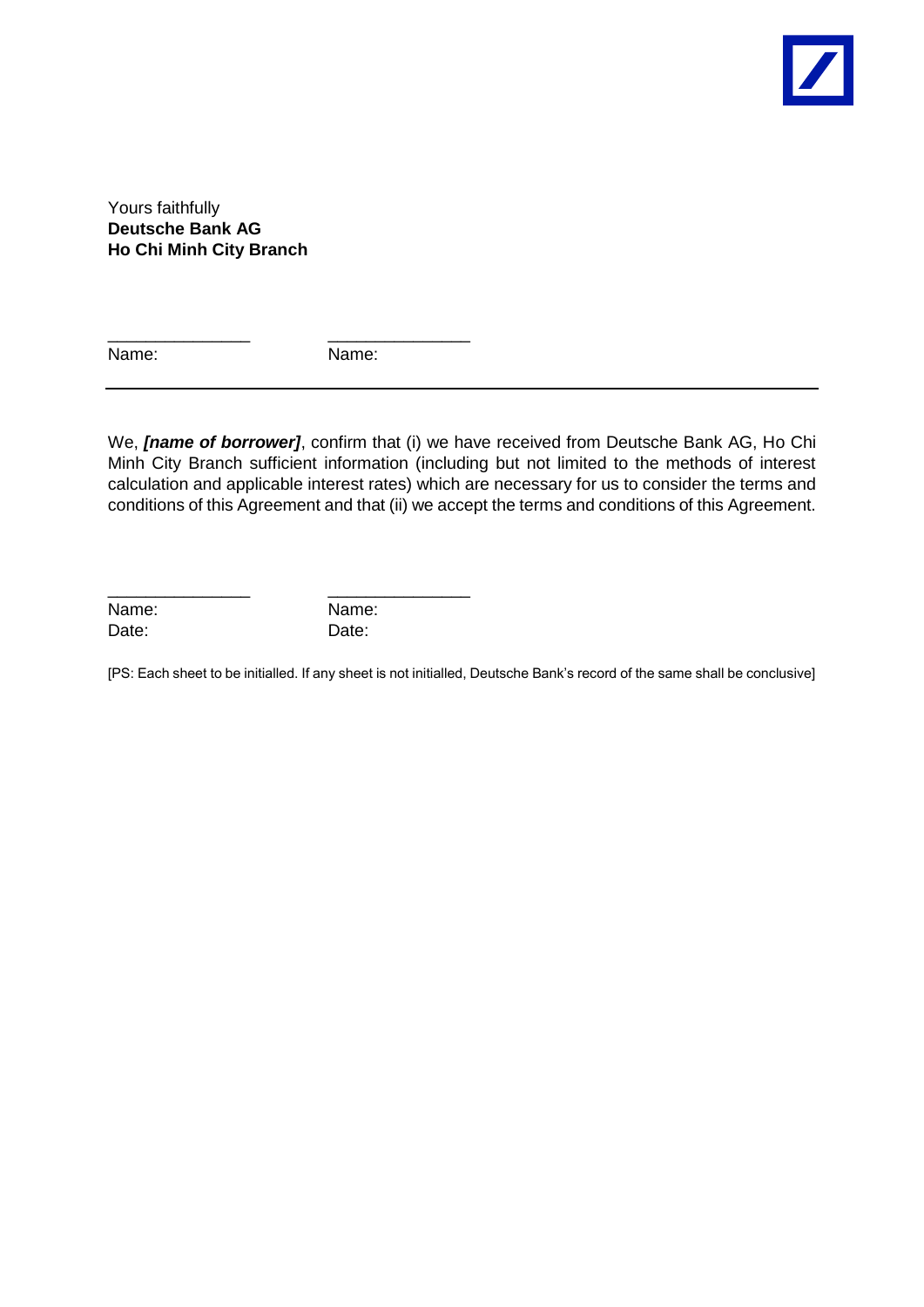Yours faithfully
**Deutsche Bank AG**
**Ho Chi Minh City Branch**

_______________ _______________
Name: Name:

---

We, ***[name of borrower]***, confirm that (i) we have received from Deutsche Bank AG, Ho Chi Minh City Branch sufficient information (including but not limited to the methods of interest calculation and applicable interest rates) which are necessary for us to consider the terms and conditions of this Agreement and that (ii) we accept the terms and conditions of this Agreement.

_______________ _______________
Name: Name:
Date: Date:

[PS: Each sheet to be initialled. If any sheet is not initialled, Deutsche Bank's record of the same shall be conclusive]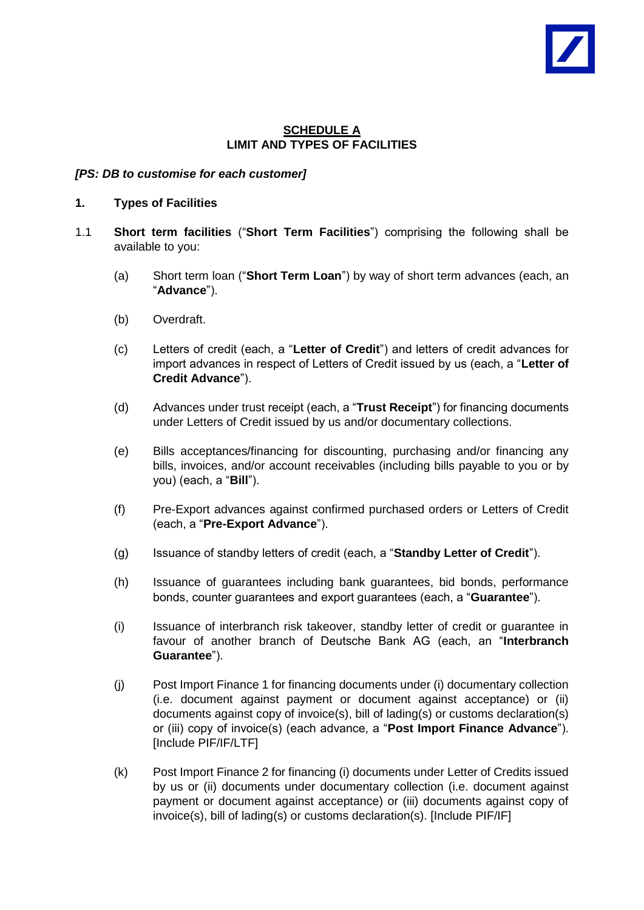**SCHEDULE A**
**LIMIT AND TYPES OF FACILITIES**

***[PS: DB to customise for each customer]***

**1. Types of Facilities**

1.1 **Short term facilities** ("**Short Term Facilities**") comprising the following shall be available to you:

(a) Short term loan ("**Short Term Loan**") by way of short term advances (each, an "**Advance**").

(b) Overdraft.

(c) Letters of credit (each, a "**Letter of Credit**") and letters of credit advances for import advances in respect of Letters of Credit issued by us (each, a "**Letter of Credit Advance**").

(d) Advances under trust receipt (each, a "**Trust Receipt**") for financing documents under Letters of Credit issued by us and/or documentary collections.

(e) Bills acceptances/financing for discounting, purchasing and/or financing any bills, invoices, and/or account receivables (including bills payable to you or by you) (each, a "**Bill**").

(f) Pre-Export advances against confirmed purchased orders or Letters of Credit (each, a "**Pre-Export Advance**").

(g) Issuance of standby letters of credit (each, a "**Standby Letter of Credit**").

(h) Issuance of guarantees including bank guarantees, bid bonds, performance bonds, counter guarantees and export guarantees (each, a "**Guarantee**").

(i) Issuance of interbranch risk takeover, standby letter of credit or guarantee in favour of another branch of Deutsche Bank AG (each, an "**Interbranch Guarantee**").

(j) Post Import Finance 1 for financing documents under (i) documentary collection (i.e. document against payment or document against acceptance) or (ii) documents against copy of invoice(s), bill of lading(s) or customs declaration(s) or (iii) copy of invoice(s) (each advance, a "**Post Import Finance Advance**"). [Include PIF/IF/LTF]

(k) Post Import Finance 2 for financing (i) documents under Letter of Credits issued by us or (ii) documents under documentary collection (i.e. document against payment or document against acceptance) or (iii) documents against copy of invoice(s), bill of lading(s) or customs declaration(s). [Include PIF/IF]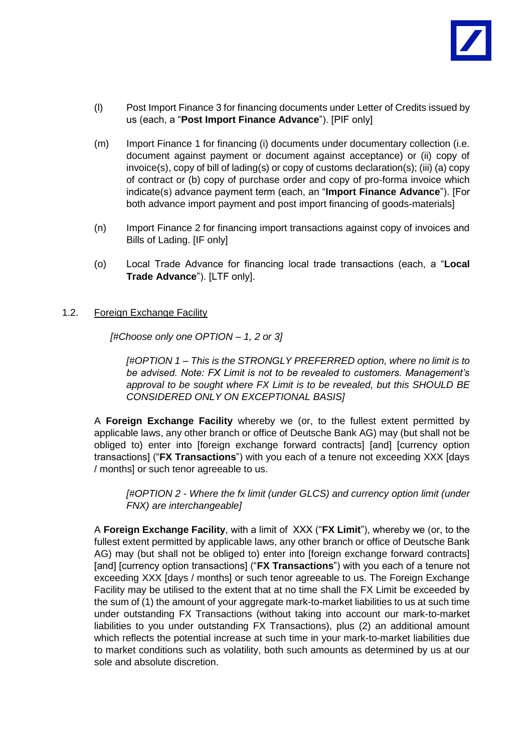(l) Post Import Finance 3 for financing documents under Letter of Credits issued by us (each, a "**Post Import Finance Advance**"). [PIF only]

(m) Import Finance 1 for financing (i) documents under documentary collection (i.e. document against payment or document against acceptance) or (ii) copy of invoice(s), copy of bill of lading(s) or copy of customs declaration(s); (iii) (a) copy of contract or (b) copy of purchase order and copy of pro-forma invoice which indicate(s) advance payment term (each, an "**Import Finance Advance**"). [For both advance import payment and post import financing of goods-materials]

(n) Import Finance 2 for financing import transactions against copy of invoices and Bills of Lading. [IF only]

(o) Local Trade Advance for financing local trade transactions (each, a "**Local Trade Advance**"). [LTF only].

1.2. Foreign Exchange Facility

*[#Choose only one OPTION – 1, 2 or 3]*

*[#OPTION 1 – This is the STRONGLY PREFERRED option, where no limit is to be advised. Note: FX Limit is not to be revealed to customers. Management's approval to be sought where FX Limit is to be revealed, but this SHOULD BE CONSIDERED ONLY ON EXCEPTIONAL BASIS]*

A **Foreign Exchange Facility** whereby we (or, to the fullest extent permitted by applicable laws, any other branch or office of Deutsche Bank AG) may (but shall not be obliged to) enter into [foreign exchange forward contracts] [and] [currency option transactions] ("**FX Transactions**") with you each of a tenure not exceeding XXX [days / months] or such tenor agreeable to us.

*[#OPTION 2 - Where the fx limit (under GLCS) and currency option limit (under FNX) are interchangeable]*

A **Foreign Exchange Facility**, with a limit of XXX ("**FX Limit**"), whereby we (or, to the fullest extent permitted by applicable laws, any other branch or office of Deutsche Bank AG) may (but shall not be obliged to) enter into [foreign exchange forward contracts] [and] [currency option transactions] ("**FX Transactions**") with you each of a tenure not exceeding XXX [days / months] or such tenor agreeable to us. The Foreign Exchange Facility may be utilised to the extent that at no time shall the FX Limit be exceeded by the sum of (1) the amount of your aggregate mark-to-market liabilities to us at such time under outstanding FX Transactions (without taking into account our mark-to-market liabilities to you under outstanding FX Transactions), plus (2) an additional amount which reflects the potential increase at such time in your mark-to-market liabilities due to market conditions such as volatility, both such amounts as determined by us at our sole and absolute discretion.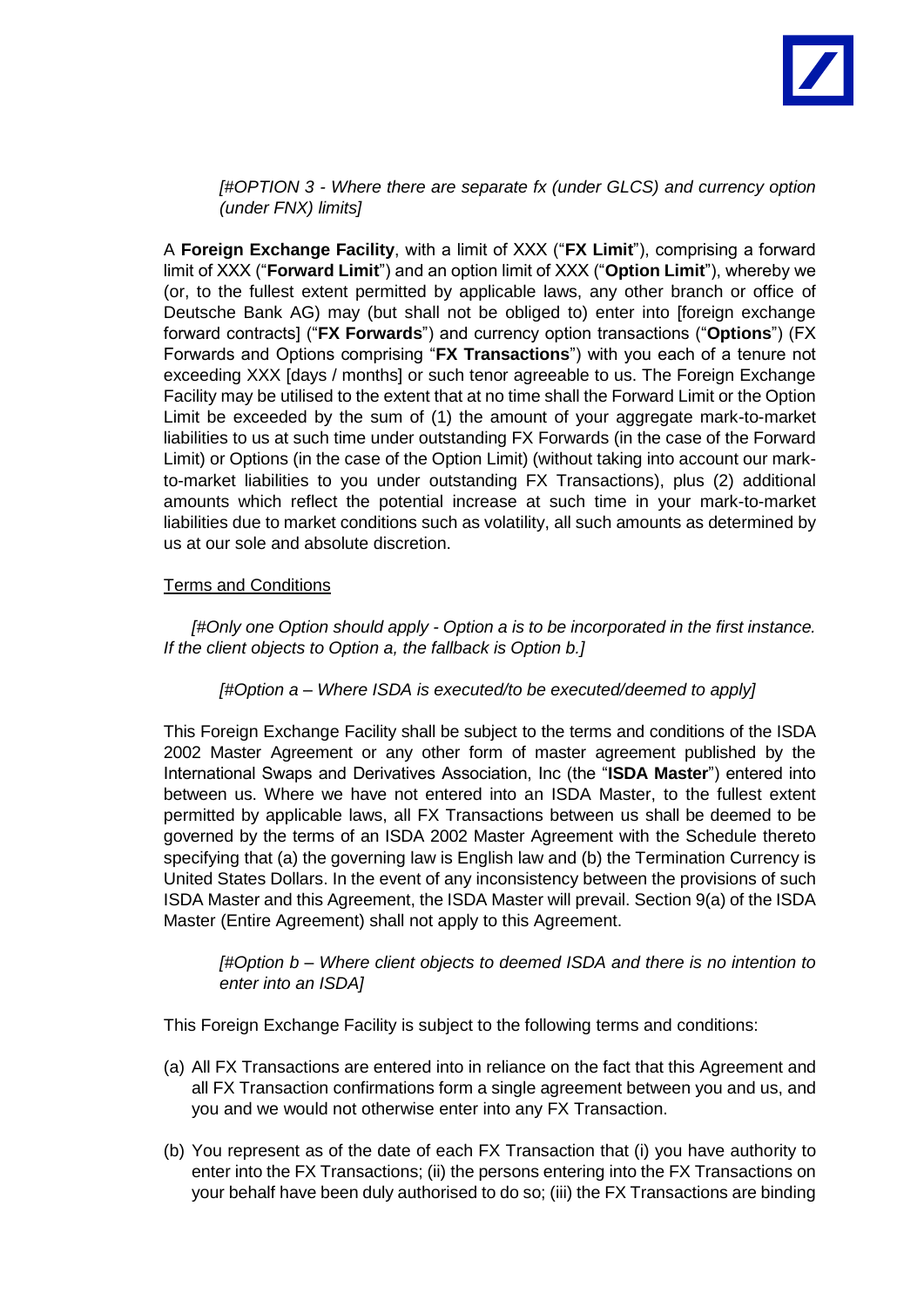*[#OPTION 3 - Where there are separate fx (under GLCS) and currency option (under FNX) limits]*

A **Foreign Exchange Facility**, with a limit of XXX ("**FX Limit**"), comprising a forward limit of XXX ("**Forward Limit**") and an option limit of XXX ("**Option Limit**"), whereby we (or, to the fullest extent permitted by applicable laws, any other branch or office of Deutsche Bank AG) may (but shall not be obliged to) enter into [foreign exchange forward contracts] ("**FX Forwards**") and currency option transactions ("**Options**") (FX Forwards and Options comprising "**FX Transactions**") with you each of a tenure not exceeding XXX [days / months] or such tenor agreeable to us. The Foreign Exchange Facility may be utilised to the extent that at no time shall the Forward Limit or the Option Limit be exceeded by the sum of (1) the amount of your aggregate mark-to-market liabilities to us at such time under outstanding FX Forwards (in the case of the Forward Limit) or Options (in the case of the Option Limit) (without taking into account our mark-to-market liabilities to you under outstanding FX Transactions), plus (2) additional amounts which reflect the potential increase at such time in your mark-to-market liabilities due to market conditions such as volatility, all such amounts as determined by us at our sole and absolute discretion.

Terms and Conditions

*[#Only one Option should apply - Option a is to be incorporated in the first instance. If the client objects to Option a, the fallback is Option b.]*

*[#Option a – Where ISDA is executed/to be executed/deemed to apply]*

This Foreign Exchange Facility shall be subject to the terms and conditions of the ISDA 2002 Master Agreement or any other form of master agreement published by the International Swaps and Derivatives Association, Inc (the "**ISDA Master**") entered into between us. Where we have not entered into an ISDA Master, to the fullest extent permitted by applicable laws, all FX Transactions between us shall be deemed to be governed by the terms of an ISDA 2002 Master Agreement with the Schedule thereto specifying that (a) the governing law is English law and (b) the Termination Currency is United States Dollars. In the event of any inconsistency between the provisions of such ISDA Master and this Agreement, the ISDA Master will prevail. Section 9(a) of the ISDA Master (Entire Agreement) shall not apply to this Agreement.

*[#Option b – Where client objects to deemed ISDA and there is no intention to enter into an ISDA]*

This Foreign Exchange Facility is subject to the following terms and conditions:

(a) All FX Transactions are entered into in reliance on the fact that this Agreement and all FX Transaction confirmations form a single agreement between you and us, and you and we would not otherwise enter into any FX Transaction.

(b) You represent as of the date of each FX Transaction that (i) you have authority to enter into the FX Transactions; (ii) the persons entering into the FX Transactions on your behalf have been duly authorised to do so; (iii) the FX Transactions are binding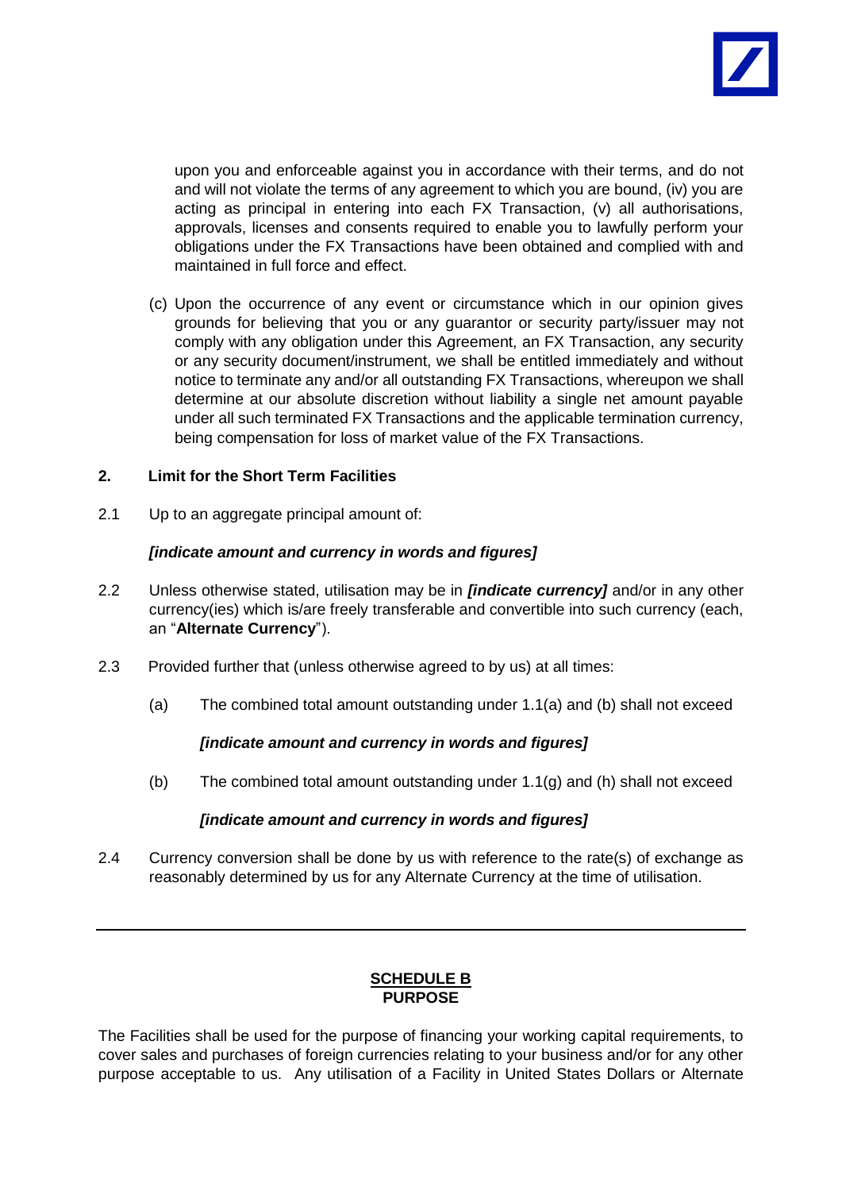upon you and enforceable against you in accordance with their terms, and do not and will not violate the terms of any agreement to which you are bound, (iv) you are acting as principal in entering into each FX Transaction, (v) all authorisations, approvals, licenses and consents required to enable you to lawfully perform your obligations under the FX Transactions have been obtained and complied with and maintained in full force and effect.

(c) Upon the occurrence of any event or circumstance which in our opinion gives grounds for believing that you or any guarantor or security party/issuer may not comply with any obligation under this Agreement, an FX Transaction, any security or any security document/instrument, we shall be entitled immediately and without notice to terminate any and/or all outstanding FX Transactions, whereupon we shall determine at our absolute discretion without liability a single net amount payable under all such terminated FX Transactions and the applicable termination currency, being compensation for loss of market value of the FX Transactions.

**2. Limit for the Short Term Facilities**

2.1 Up to an aggregate principal amount of:

***[indicate amount and currency in words and figures]***

2.2 Unless otherwise stated, utilisation may be in ***[indicate currency]*** and/or in any other currency(ies) which is/are freely transferable and convertible into such currency (each, an "**Alternate Currency**").

2.3 Provided further that (unless otherwise agreed to by us) at all times:

(a) The combined total amount outstanding under 1.1(a) and (b) shall not exceed

***[indicate amount and currency in words and figures]***

(b) The combined total amount outstanding under 1.1(g) and (h) shall not exceed

***[indicate amount and currency in words and figures]***

2.4 Currency conversion shall be done by us with reference to the rate(s) of exchange as reasonably determined by us for any Alternate Currency at the time of utilisation.

---

**SCHEDULE B**
**PURPOSE**

The Facilities shall be used for the purpose of financing your working capital requirements, to cover sales and purchases of foreign currencies relating to your business and/or for any other purpose acceptable to us. Any utilisation of a Facility in United States Dollars or Alternate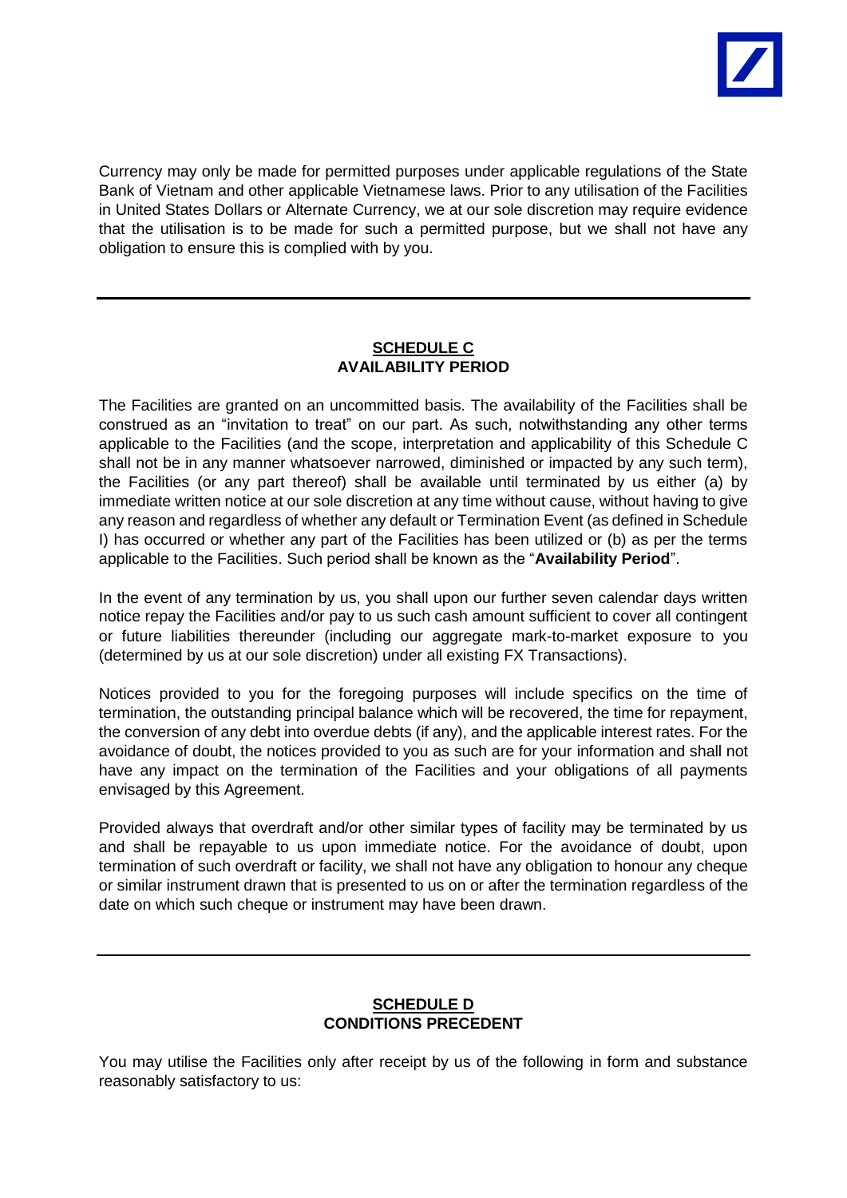Currency may only be made for permitted purposes under applicable regulations of the State Bank of Vietnam and other applicable Vietnamese laws. Prior to any utilisation of the Facilities in United States Dollars or Alternate Currency, we at our sole discretion may require evidence that the utilisation is to be made for such a permitted purpose, but we shall not have any obligation to ensure this is complied with by you.

---

## SCHEDULE C
## AVAILABILITY PERIOD

The Facilities are granted on an uncommitted basis. The availability of the Facilities shall be construed as an "invitation to treat" on our part. As such, notwithstanding any other terms applicable to the Facilities (and the scope, interpretation and applicability of this Schedule C shall not be in any manner whatsoever narrowed, diminished or impacted by any such term), the Facilities (or any part thereof) shall be available until terminated by us either (a) by immediate written notice at our sole discretion at any time without cause, without having to give any reason and regardless of whether any default or Termination Event (as defined in Schedule I) has occurred or whether any part of the Facilities has been utilized or (b) as per the terms applicable to the Facilities. Such period shall be known as the "**Availability Period**".

In the event of any termination by us, you shall upon our further seven calendar days written notice repay the Facilities and/or pay to us such cash amount sufficient to cover all contingent or future liabilities thereunder (including our aggregate mark-to-market exposure to you (determined by us at our sole discretion) under all existing FX Transactions).

Notices provided to you for the foregoing purposes will include specifics on the time of termination, the outstanding principal balance which will be recovered, the time for repayment, the conversion of any debt into overdue debts (if any), and the applicable interest rates. For the avoidance of doubt, the notices provided to you as such are for your information and shall not have any impact on the termination of the Facilities and your obligations of all payments envisaged by this Agreement.

Provided always that overdraft and/or other similar types of facility may be terminated by us and shall be repayable to us upon immediate notice. For the avoidance of doubt, upon termination of such overdraft or facility, we shall not have any obligation to honour any cheque or similar instrument drawn that is presented to us on or after the termination regardless of the date on which such cheque or instrument may have been drawn.

---

## SCHEDULE D
## CONDITIONS PRECEDENT

You may utilise the Facilities only after receipt by us of the following in form and substance reasonably satisfactory to us: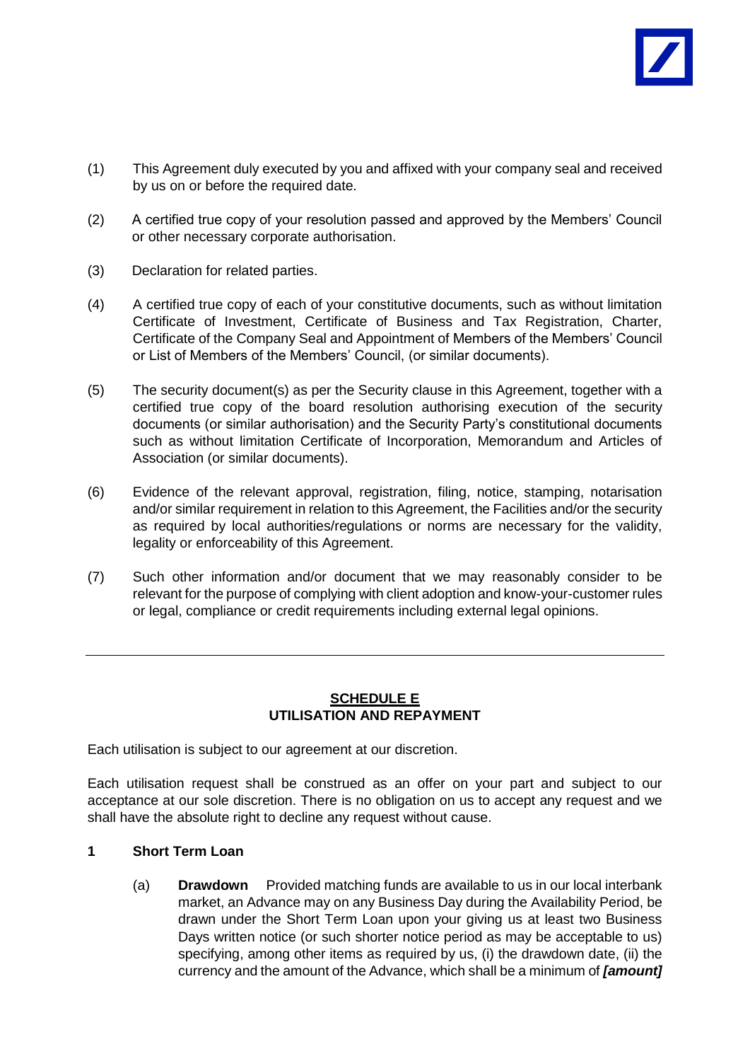(1) This Agreement duly executed by you and affixed with your company seal and received by us on or before the required date.

(2) A certified true copy of your resolution passed and approved by the Members' Council or other necessary corporate authorisation.

(3) Declaration for related parties.

(4) A certified true copy of each of your constitutive documents, such as without limitation Certificate of Investment, Certificate of Business and Tax Registration, Charter, Certificate of the Company Seal and Appointment of Members of the Members' Council or List of Members of the Members' Council, (or similar documents).

(5) The security document(s) as per the Security clause in this Agreement, together with a certified true copy of the board resolution authorising execution of the security documents (or similar authorisation) and the Security Party's constitutional documents such as without limitation Certificate of Incorporation, Memorandum and Articles of Association (or similar documents).

(6) Evidence of the relevant approval, registration, filing, notice, stamping, notarisation and/or similar requirement in relation to this Agreement, the Facilities and/or the security as required by local authorities/regulations or norms are necessary for the validity, legality or enforceability of this Agreement.

(7) Such other information and/or document that we may reasonably consider to be relevant for the purpose of complying with client adoption and know-your-customer rules or legal, compliance or credit requirements including external legal opinions.

---

## SCHEDULE E
## UTILISATION AND REPAYMENT

Each utilisation is subject to our agreement at our discretion.

Each utilisation request shall be construed as an offer on your part and subject to our acceptance at our sole discretion. There is no obligation on us to accept any request and we shall have the absolute right to decline any request without cause.

### 1 Short Term Loan

(a) **Drawdown** Provided matching funds are available to us in our local interbank market, an Advance may on any Business Day during the Availability Period, be drawn under the Short Term Loan upon your giving us at least two Business Days written notice (or such shorter notice period as may be acceptable to us) specifying, among other items as required by us, (i) the drawdown date, (ii) the currency and the amount of the Advance, which shall be a minimum of ***[amount]***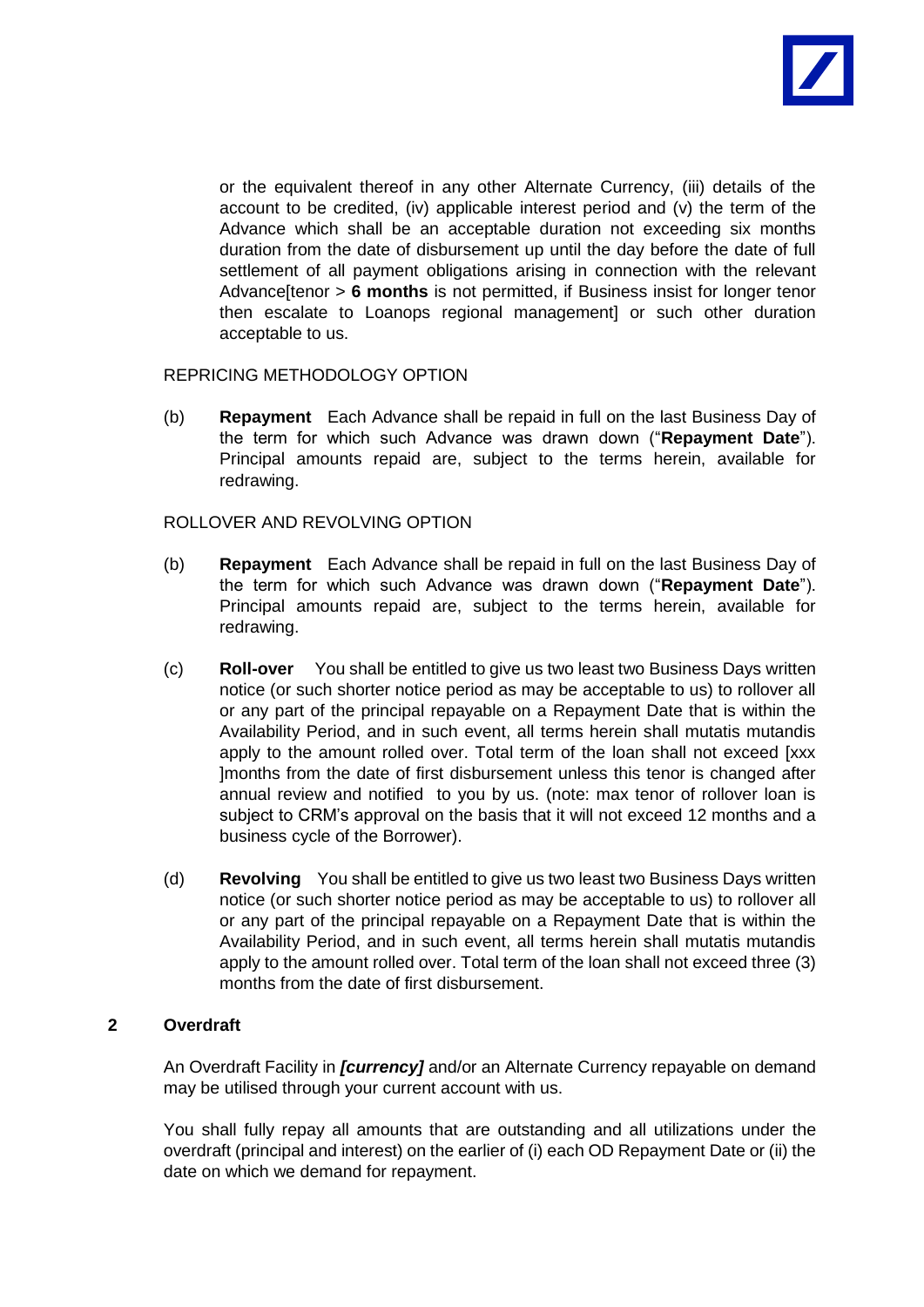or the equivalent thereof in any other Alternate Currency, (iii) details of the account to be credited, (iv) applicable interest period and (v) the term of the Advance which shall be an acceptable duration not exceeding six months duration from the date of disbursement up until the day before the date of full settlement of all payment obligations arising in connection with the relevant Advance[tenor > **6 months** is not permitted, if Business insist for longer tenor then escalate to Loanops regional management] or such other duration acceptable to us.

REPRICING METHODOLOGY OPTION

(b) **Repayment** Each Advance shall be repaid in full on the last Business Day of the term for which such Advance was drawn down ("**Repayment Date**"). Principal amounts repaid are, subject to the terms herein, available for redrawing.

ROLLOVER AND REVOLVING OPTION

(b) **Repayment** Each Advance shall be repaid in full on the last Business Day of the term for which such Advance was drawn down ("**Repayment Date**"). Principal amounts repaid are, subject to the terms herein, available for redrawing.

(c) **Roll-over** You shall be entitled to give us two least two Business Days written notice (or such shorter notice period as may be acceptable to us) to rollover all or any part of the principal repayable on a Repayment Date that is within the Availability Period, and in such event, all terms herein shall mutatis mutandis apply to the amount rolled over. Total term of the loan shall not exceed [xxx ]months from the date of first disbursement unless this tenor is changed after annual review and notified to you by us. (note: max tenor of rollover loan is subject to CRM's approval on the basis that it will not exceed 12 months and a business cycle of the Borrower).

(d) **Revolving** You shall be entitled to give us two least two Business Days written notice (or such shorter notice period as may be acceptable to us) to rollover all or any part of the principal repayable on a Repayment Date that is within the Availability Period, and in such event, all terms herein shall mutatis mutandis apply to the amount rolled over. Total term of the loan shall not exceed three (3) months from the date of first disbursement.

## 2 Overdraft

An Overdraft Facility in ***[currency]*** and/or an Alternate Currency repayable on demand may be utilised through your current account with us.

You shall fully repay all amounts that are outstanding and all utilizations under the overdraft (principal and interest) on the earlier of (i) each OD Repayment Date or (ii) the date on which we demand for repayment.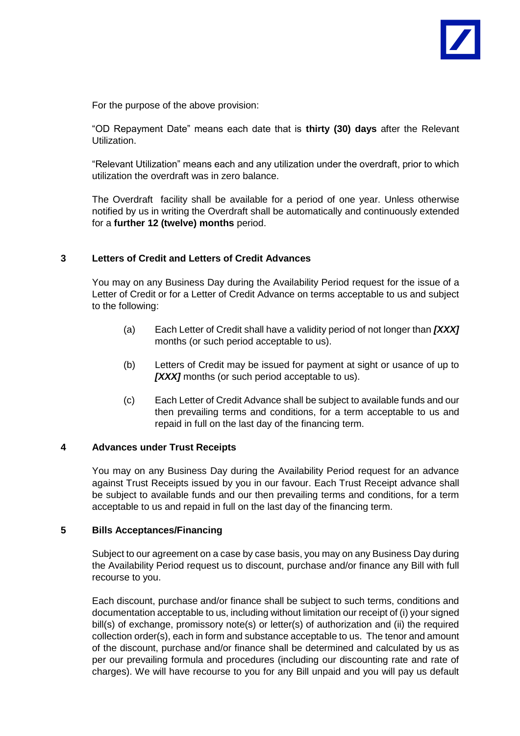For the purpose of the above provision:

"OD Repayment Date" means each date that is **thirty (30) days** after the Relevant Utilization.

"Relevant Utilization" means each and any utilization under the overdraft, prior to which utilization the overdraft was in zero balance.

The Overdraft facility shall be available for a period of one year. Unless otherwise notified by us in writing the Overdraft shall be automatically and continuously extended for a **further 12 (twelve) months** period.

## 3 Letters of Credit and Letters of Credit Advances

You may on any Business Day during the Availability Period request for the issue of a Letter of Credit or for a Letter of Credit Advance on terms acceptable to us and subject to the following:

(a) Each Letter of Credit shall have a validity period of not longer than ***[XXX]*** months (or such period acceptable to us).

(b) Letters of Credit may be issued for payment at sight or usance of up to ***[XXX]*** months (or such period acceptable to us).

(c) Each Letter of Credit Advance shall be subject to available funds and our then prevailing terms and conditions, for a term acceptable to us and repaid in full on the last day of the financing term.

## 4 Advances under Trust Receipts

You may on any Business Day during the Availability Period request for an advance against Trust Receipts issued by you in our favour. Each Trust Receipt advance shall be subject to available funds and our then prevailing terms and conditions, for a term acceptable to us and repaid in full on the last day of the financing term.

## 5 Bills Acceptances/Financing

Subject to our agreement on a case by case basis, you may on any Business Day during the Availability Period request us to discount, purchase and/or finance any Bill with full recourse to you.

Each discount, purchase and/or finance shall be subject to such terms, conditions and documentation acceptable to us, including without limitation our receipt of (i) your signed bill(s) of exchange, promissory note(s) or letter(s) of authorization and (ii) the required collection order(s), each in form and substance acceptable to us. The tenor and amount of the discount, purchase and/or finance shall be determined and calculated by us as per our prevailing formula and procedures (including our discounting rate and rate of charges). We will have recourse to you for any Bill unpaid and you will pay us default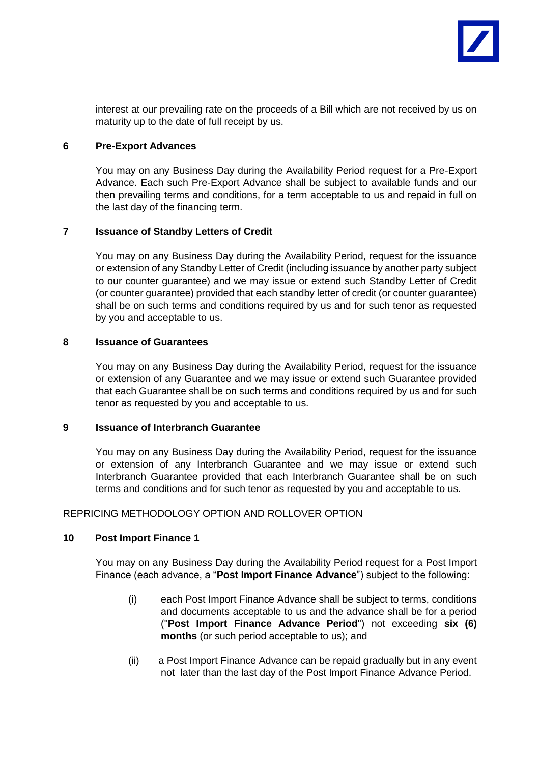interest at our prevailing rate on the proceeds of a Bill which are not received by us on maturity up to the date of full receipt by us.

**6 Pre-Export Advances**

You may on any Business Day during the Availability Period request for a Pre-Export Advance. Each such Pre-Export Advance shall be subject to available funds and our then prevailing terms and conditions, for a term acceptable to us and repaid in full on the last day of the financing term.

**7 Issuance of Standby Letters of Credit**

You may on any Business Day during the Availability Period, request for the issuance or extension of any Standby Letter of Credit (including issuance by another party subject to our counter guarantee) and we may issue or extend such Standby Letter of Credit (or counter guarantee) provided that each standby letter of credit (or counter guarantee) shall be on such terms and conditions required by us and for such tenor as requested by you and acceptable to us.

**8 Issuance of Guarantees**

You may on any Business Day during the Availability Period, request for the issuance or extension of any Guarantee and we may issue or extend such Guarantee provided that each Guarantee shall be on such terms and conditions required by us and for such tenor as requested by you and acceptable to us.

**9 Issuance of Interbranch Guarantee**

You may on any Business Day during the Availability Period, request for the issuance or extension of any Interbranch Guarantee and we may issue or extend such Interbranch Guarantee provided that each Interbranch Guarantee shall be on such terms and conditions and for such tenor as requested by you and acceptable to us.

REPRICING METHODOLOGY OPTION AND ROLLOVER OPTION

**10 Post Import Finance 1**

You may on any Business Day during the Availability Period request for a Post Import Finance (each advance, a "**Post Import Finance Advance**") subject to the following:

(i) each Post Import Finance Advance shall be subject to terms, conditions and documents acceptable to us and the advance shall be for a period ("**Post Import Finance Advance Period**") not exceeding **six (6) months** (or such period acceptable to us); and

(ii) a Post Import Finance Advance can be repaid gradually but in any event not later than the last day of the Post Import Finance Advance Period.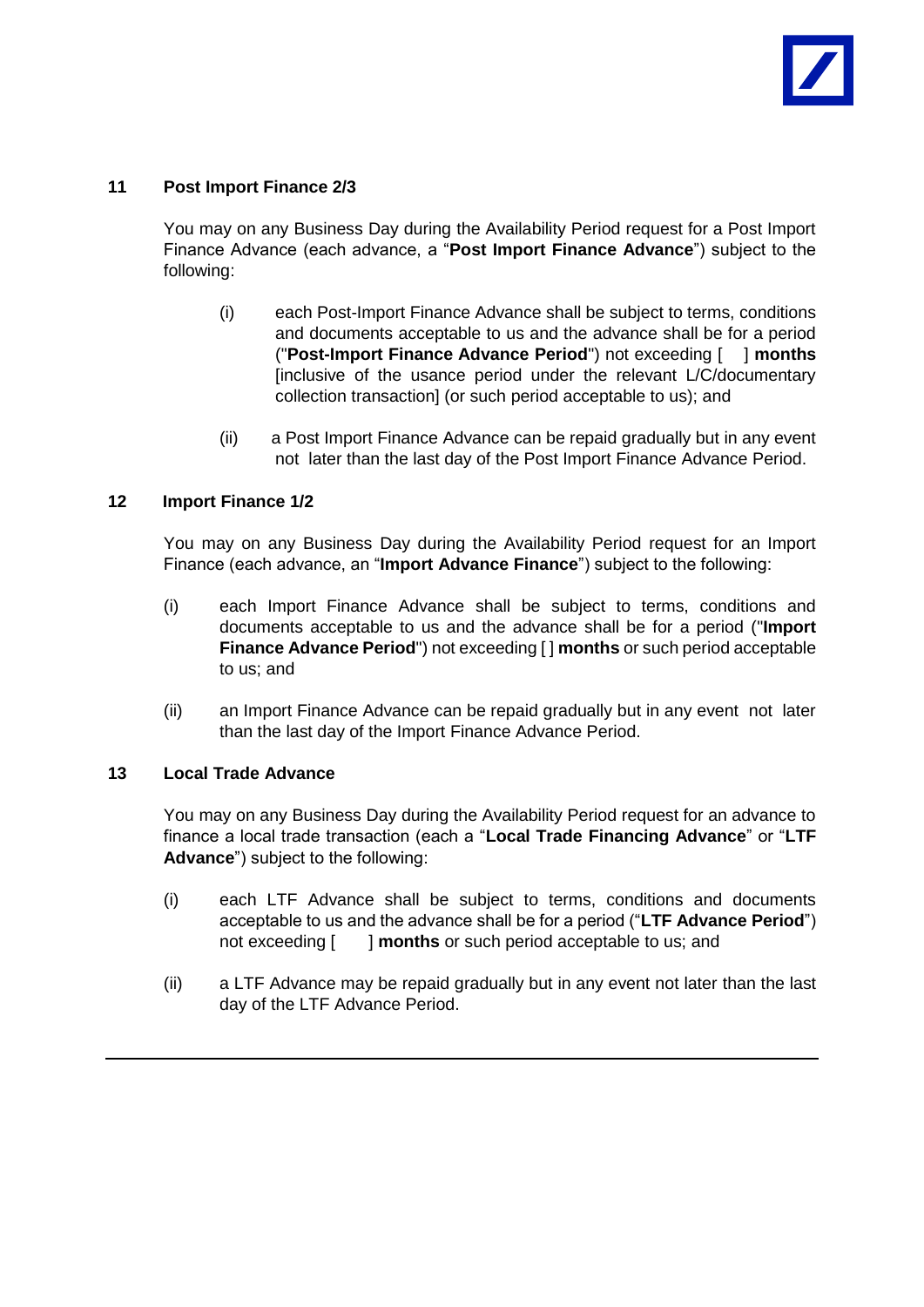## 11 Post Import Finance 2/3

You may on any Business Day during the Availability Period request for a Post Import Finance Advance (each advance, a "**Post Import Finance Advance**") subject to the following:

(i) each Post-Import Finance Advance shall be subject to terms, conditions and documents acceptable to us and the advance shall be for a period ("**Post-Import Finance Advance Period**") not exceeding [ ] **months** [inclusive of the usance period under the relevant L/C/documentary collection transaction] (or such period acceptable to us); and

(ii) a Post Import Finance Advance can be repaid gradually but in any event not later than the last day of the Post Import Finance Advance Period.

## 12 Import Finance 1/2

You may on any Business Day during the Availability Period request for an Import Finance (each advance, an "**Import Advance Finance**") subject to the following:

(i) each Import Finance Advance shall be subject to terms, conditions and documents acceptable to us and the advance shall be for a period ("**Import Finance Advance Period**") not exceeding [ ] **months** or such period acceptable to us; and

(ii) an Import Finance Advance can be repaid gradually but in any event not later than the last day of the Import Finance Advance Period.

## 13 Local Trade Advance

You may on any Business Day during the Availability Period request for an advance to finance a local trade transaction (each a "**Local Trade Financing Advance**" or "**LTF Advance**") subject to the following:

(i) each LTF Advance shall be subject to terms, conditions and documents acceptable to us and the advance shall be for a period ("**LTF Advance Period**") not exceeding [ ] **months** or such period acceptable to us; and

(ii) a LTF Advance may be repaid gradually but in any event not later than the last day of the LTF Advance Period.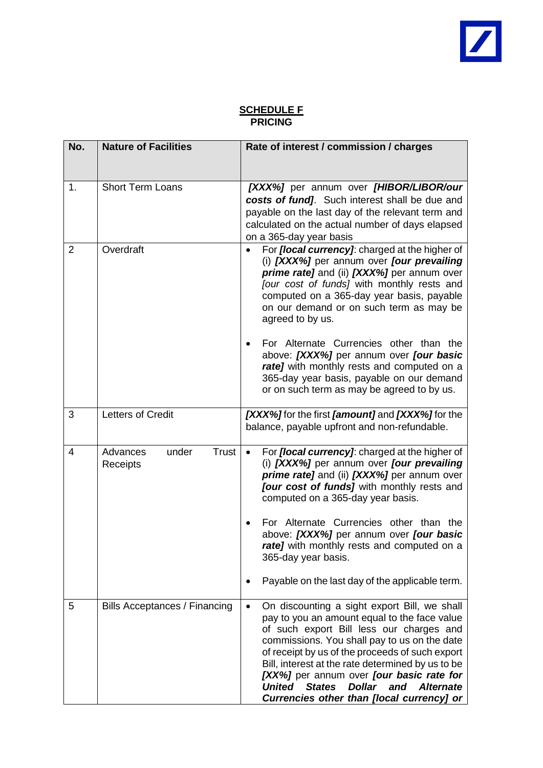**SCHEDULE F**
**PRICING**

| No. | Nature of Facilities | Rate of interest / commission / charges |
|---|---|---|
| 1. | Short Term Loans | ***[XXX%]*** per annum over ***[HIBOR/LIBOR/our costs of fund]***. Such interest shall be due and payable on the last day of the relevant term and calculated on the actual number of days elapsed on a 365-day year basis |
| 2 | Overdraft | • For ***[local currency]***: charged at the higher of (i) ***[XXX%]*** per annum over ***[our prevailing prime rate]*** and (ii) ***[XXX%]*** per annum over *[our cost of funds]* with monthly rests and computed on a 365-day year basis, payable on our demand or on such term as may be agreed to by us.<br><br>• For Alternate Currencies other than the above: ***[XXX%]*** per annum over ***[our basic rate]*** with monthly rests and computed on a 365-day year basis, payable on our demand or on such term as may be agreed to by us. |
| 3 | Letters of Credit | ***[XXX%]*** for the first ***[amount]*** and ***[XXX%]*** for the balance, payable upfront and non-refundable. |
| 4 | Advances under Trust Receipts | • For ***[local currency]***: charged at the higher of (i) ***[XXX%]*** per annum over ***[our prevailing prime rate]*** and (ii) ***[XXX%]*** per annum over ***[our cost of funds]*** with monthly rests and computed on a 365-day year basis.<br><br>• For Alternate Currencies other than the above: ***[XXX%]*** per annum over ***[our basic rate]*** with monthly rests and computed on a 365-day year basis.<br><br>• Payable on the last day of the applicable term. |
| 5 | Bills Acceptances / Financing | • On discounting a sight export Bill, we shall pay to you an amount equal to the face value of such export Bill less our charges and commissions. You shall pay to us on the date of receipt by us of the proceeds of such export Bill, interest at the rate determined by us to be ***[XX%]*** per annum over ***[our basic rate for United States Dollar and Alternate Currencies other than [local currency] or*** |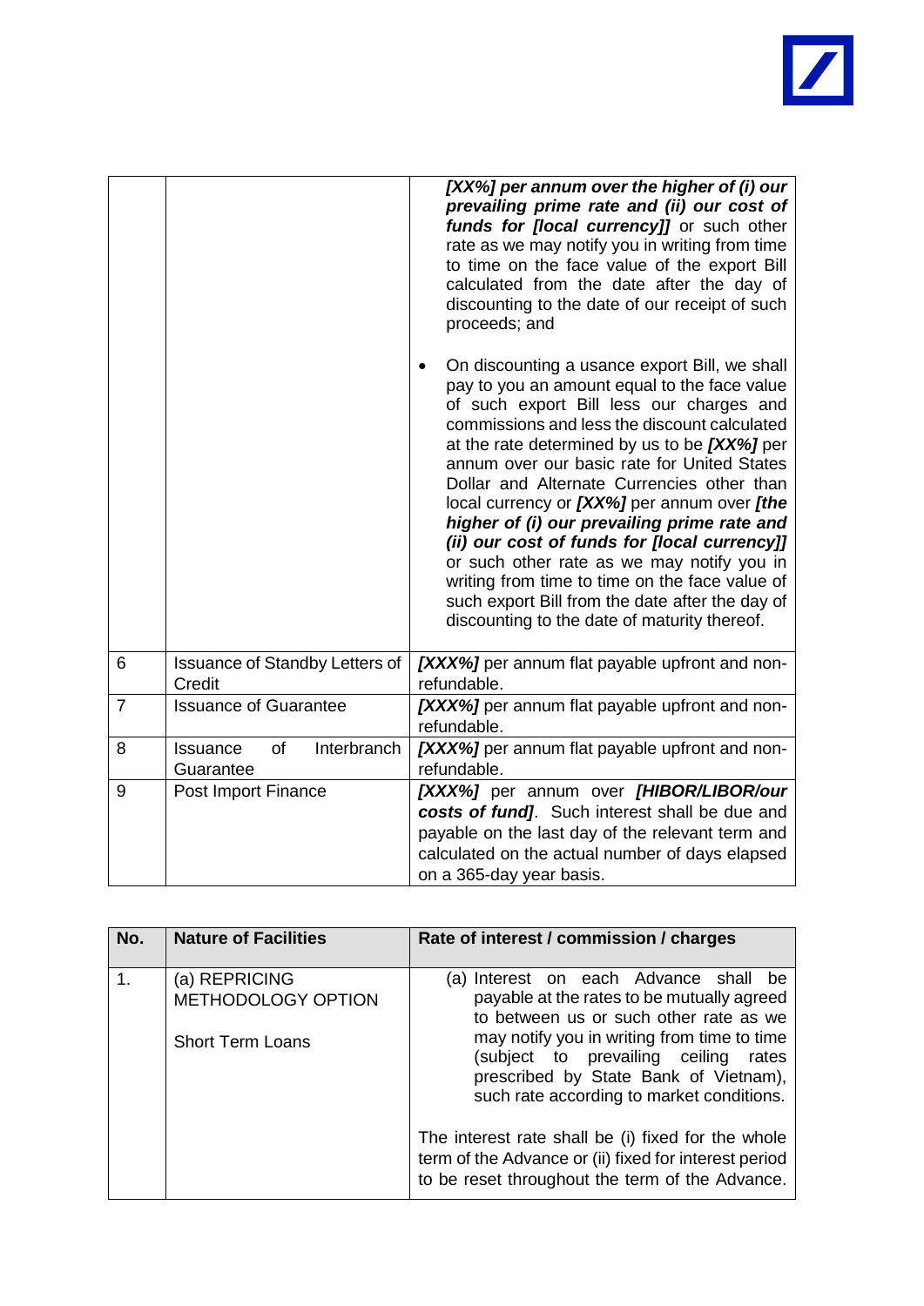| | | ***[XX%] per annum over the higher of (i) our prevailing prime rate and (ii) our cost of funds for [local currency]]*** or such other rate as we may notify you in writing from time to time on the face value of the export Bill calculated from the date after the day of discounting to the date of our receipt of such proceeds; and<br><br>• On discounting a usance export Bill, we shall pay to you an amount equal to the face value of such export Bill less our charges and commissions and less the discount calculated at the rate determined by us to be ***[XX%]*** per annum over our basic rate for United States Dollar and Alternate Currencies other than local currency or ***[XX%]*** per annum over ***[the higher of (i) our prevailing prime rate and (ii) our cost of funds for [local currency]]*** or such other rate as we may notify you in writing from time to time on the face value of such export Bill from the date after the day of discounting to the date of maturity thereof. |
|---|---|---|
| 6 | Issuance of Standby Letters of Credit | ***[XXX%]*** per annum flat payable upfront and non-refundable. |
| 7 | Issuance of Guarantee | ***[XXX%]*** per annum flat payable upfront and non-refundable. |
| 8 | Issuance of Interbranch Guarantee | ***[XXX%]*** per annum flat payable upfront and non-refundable. |
| 9 | Post Import Finance | ***[XXX%]*** per annum over ***[HIBOR/LIBOR/our costs of fund]***. Such interest shall be due and payable on the last day of the relevant term and calculated on the actual number of days elapsed on a 365-day year basis. |

| No. | Nature of Facilities | Rate of interest / commission / charges |
|---|---|---|
| 1. | (a) REPRICING METHODOLOGY OPTION<br><br>Short Term Loans | (a) Interest on each Advance shall be payable at the rates to be mutually agreed to between us or such other rate as we may notify you in writing from time to time (subject to prevailing ceiling rates prescribed by State Bank of Vietnam), such rate according to market conditions.<br><br>The interest rate shall be (i) fixed for the whole term of the Advance or (ii) fixed for interest period to be reset throughout the term of the Advance. |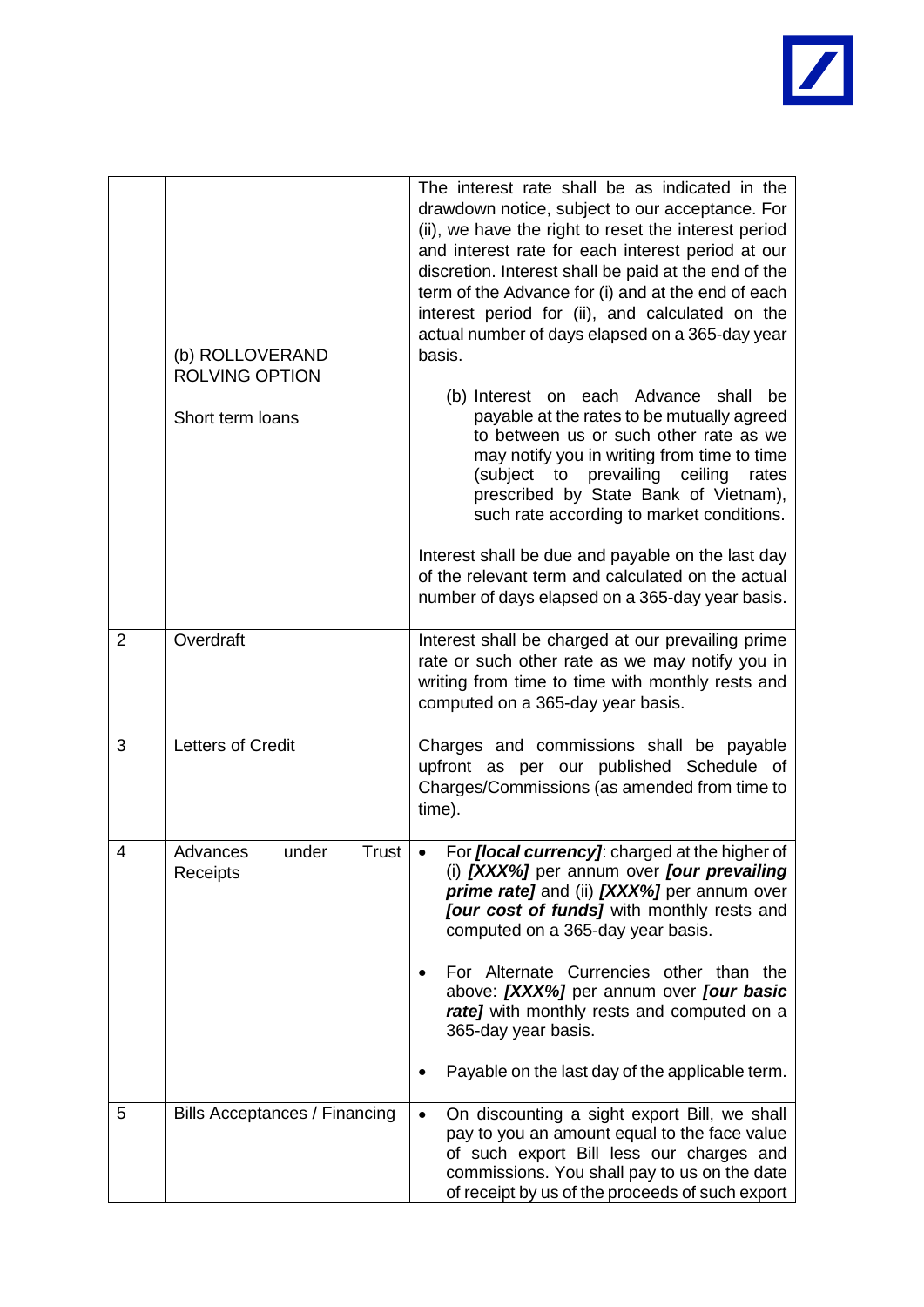| | | |
|---|---|---|
| | (b) ROLLOVERAND ROLVING OPTION<br><br>Short term loans | The interest rate shall be as indicated in the drawdown notice, subject to our acceptance. For (ii), we have the right to reset the interest period and interest rate for each interest period at our discretion. Interest shall be paid at the end of the term of the Advance for (i) and at the end of each interest period for (ii), and calculated on the actual number of days elapsed on a 365-day year basis.<br><br>(b) Interest on each Advance shall be payable at the rates to be mutually agreed to between us or such other rate as we may notify you in writing from time to time (subject to prevailing ceiling rates prescribed by State Bank of Vietnam), such rate according to market conditions.<br><br>Interest shall be due and payable on the last day of the relevant term and calculated on the actual number of days elapsed on a 365-day year basis. |
| 2 | Overdraft | Interest shall be charged at our prevailing prime rate or such other rate as we may notify you in writing from time to time with monthly rests and computed on a 365-day year basis. |
| 3 | Letters of Credit | Charges and commissions shall be payable upfront as per our published Schedule of Charges/Commissions (as amended from time to time). |
| 4 | Advances under Trust Receipts | • For ***[local currency]***: charged at the higher of (i) ***[XXX%]*** per annum over ***[our prevailing prime rate]*** and (ii) ***[XXX%]*** per annum over ***[our cost of funds]*** with monthly rests and computed on a 365-day year basis.<br><br>• For Alternate Currencies other than the above: ***[XXX%]*** per annum over ***[our basic rate]*** with monthly rests and computed on a 365-day year basis.<br><br>• Payable on the last day of the applicable term. |
| 5 | Bills Acceptances / Financing | • On discounting a sight export Bill, we shall pay to you an amount equal to the face value of such export Bill less our charges and commissions. You shall pay to us on the date of receipt by us of the proceeds of such export |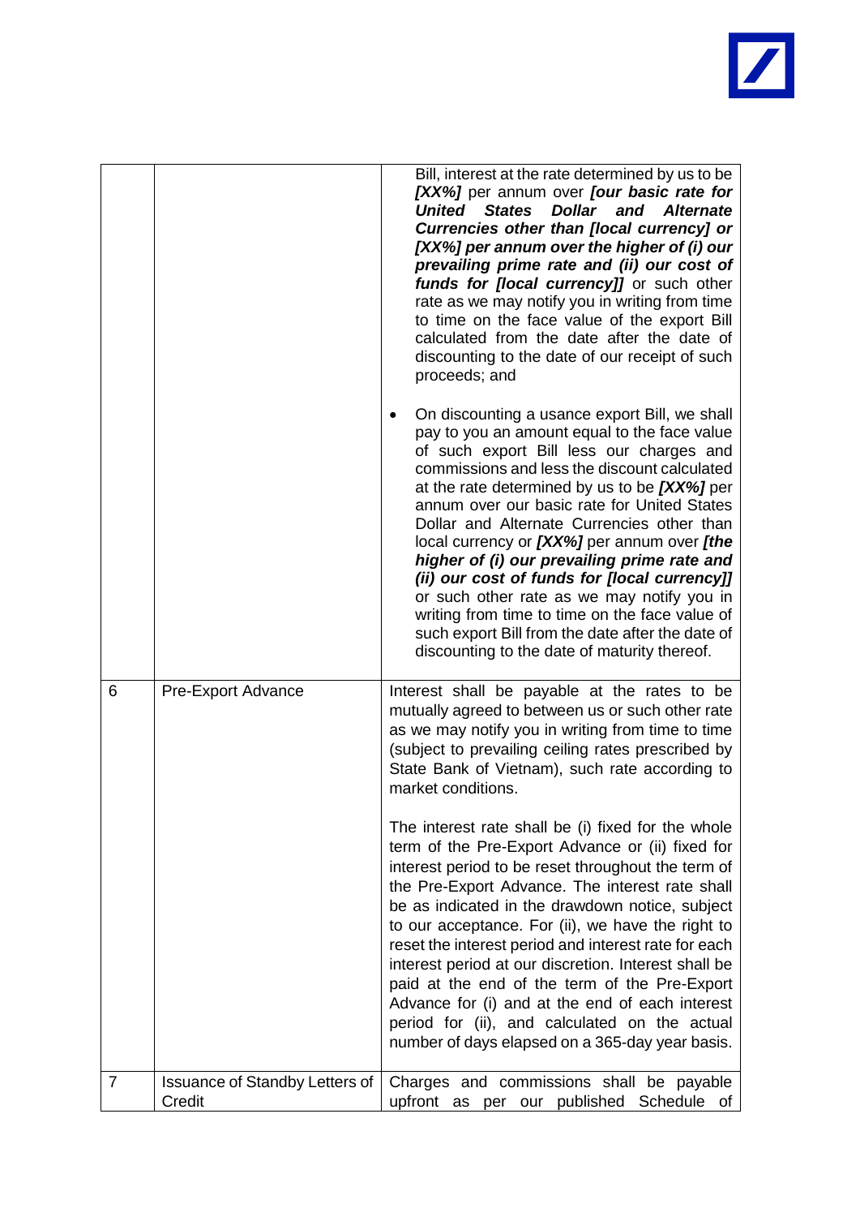| | | |
|---|---|---|
| | | Bill, interest at the rate determined by us to be ***[XX%]*** per annum over ***[our basic rate for United States Dollar and Alternate Currencies other than [local currency] or [XX%] per annum over the higher of (i) our prevailing prime rate and (ii) our cost of funds for [local currency]]*** or such other rate as we may notify you in writing from time to time on the face value of the export Bill calculated from the date after the date of discounting to the date of our receipt of such proceeds; and<br><br>• On discounting a usance export Bill, we shall pay to you an amount equal to the face value of such export Bill less our charges and commissions and less the discount calculated at the rate determined by us to be ***[XX%]*** per annum over our basic rate for United States Dollar and Alternate Currencies other than local currency or ***[XX%]*** per annum over ***[the higher of (i) our prevailing prime rate and (ii) our cost of funds for [local currency]]*** or such other rate as we may notify you in writing from time to time on the face value of such export Bill from the date after the date of discounting to the date of maturity thereof. |
| 6 | Pre-Export Advance | Interest shall be payable at the rates to be mutually agreed to between us or such other rate as we may notify you in writing from time to time (subject to prevailing ceiling rates prescribed by State Bank of Vietnam), such rate according to market conditions.<br><br>The interest rate shall be (i) fixed for the whole term of the Pre-Export Advance or (ii) fixed for interest period to be reset throughout the term of the Pre-Export Advance. The interest rate shall be as indicated in the drawdown notice, subject to our acceptance. For (ii), we have the right to reset the interest period and interest rate for each interest period at our discretion. Interest shall be paid at the end of the term of the Pre-Export Advance for (i) and at the end of each interest period for (ii), and calculated on the actual number of days elapsed on a 365-day year basis. |
| 7 | Issuance of Standby Letters of Credit | Charges and commissions shall be payable upfront as per our published Schedule of |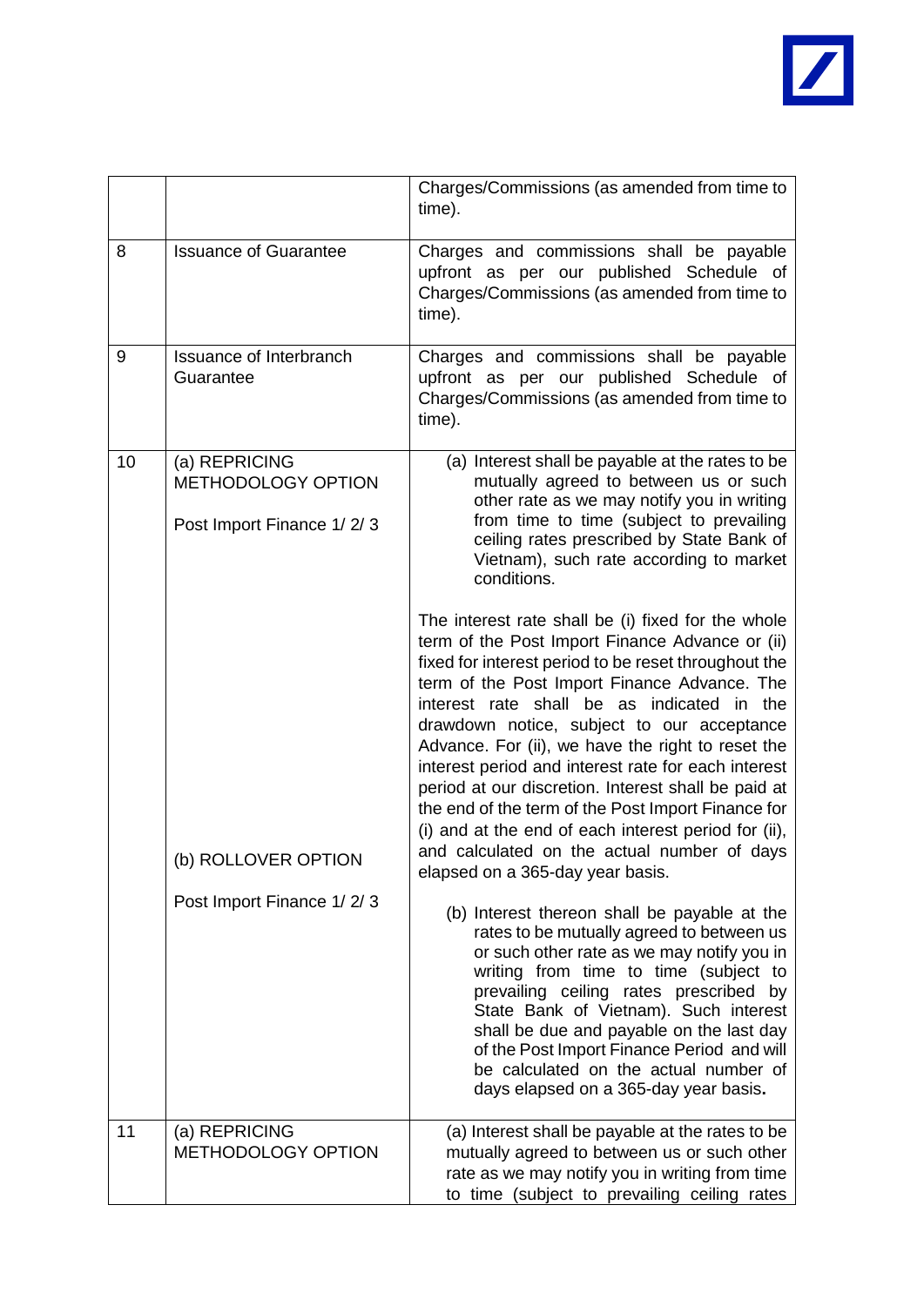| | | |
|---|---|---|
| | | Charges/Commissions (as amended from time to time). |
| 8 | Issuance of Guarantee | Charges and commissions shall be payable upfront as per our published Schedule of Charges/Commissions (as amended from time to time). |
| 9 | Issuance of Interbranch Guarantee | Charges and commissions shall be payable upfront as per our published Schedule of Charges/Commissions (as amended from time to time). |
| 10 | (a) REPRICING METHODOLOGY OPTION<br><br>Post Import Finance 1/ 2/ 3<br><br>(b) ROLLOVER OPTION<br><br>Post Import Finance 1/ 2/ 3 | (a) Interest shall be payable at the rates to be mutually agreed to between us or such other rate as we may notify you in writing from time to time (subject to prevailing ceiling rates prescribed by State Bank of Vietnam), such rate according to market conditions.<br><br>The interest rate shall be (i) fixed for the whole term of the Post Import Finance Advance or (ii) fixed for interest period to be reset throughout the term of the Post Import Finance Advance. The interest rate shall be as indicated in the drawdown notice, subject to our acceptance Advance. For (ii), we have the right to reset the interest period and interest rate for each interest period at our discretion. Interest shall be paid at the end of the term of the Post Import Finance for (i) and at the end of each interest period for (ii), and calculated on the actual number of days elapsed on a 365-day year basis.<br><br>(b) Interest thereon shall be payable at the rates to be mutually agreed to between us or such other rate as we may notify you in writing from time to time (subject to prevailing ceiling rates prescribed by State Bank of Vietnam). Such interest shall be due and payable on the last day of the Post Import Finance Period and will be calculated on the actual number of days elapsed on a 365-day year basis. |
| 11 | (a) REPRICING METHODOLOGY OPTION | (a) Interest shall be payable at the rates to be mutually agreed to between us or such other rate as we may notify you in writing from time to time (subject to prevailing ceiling rates |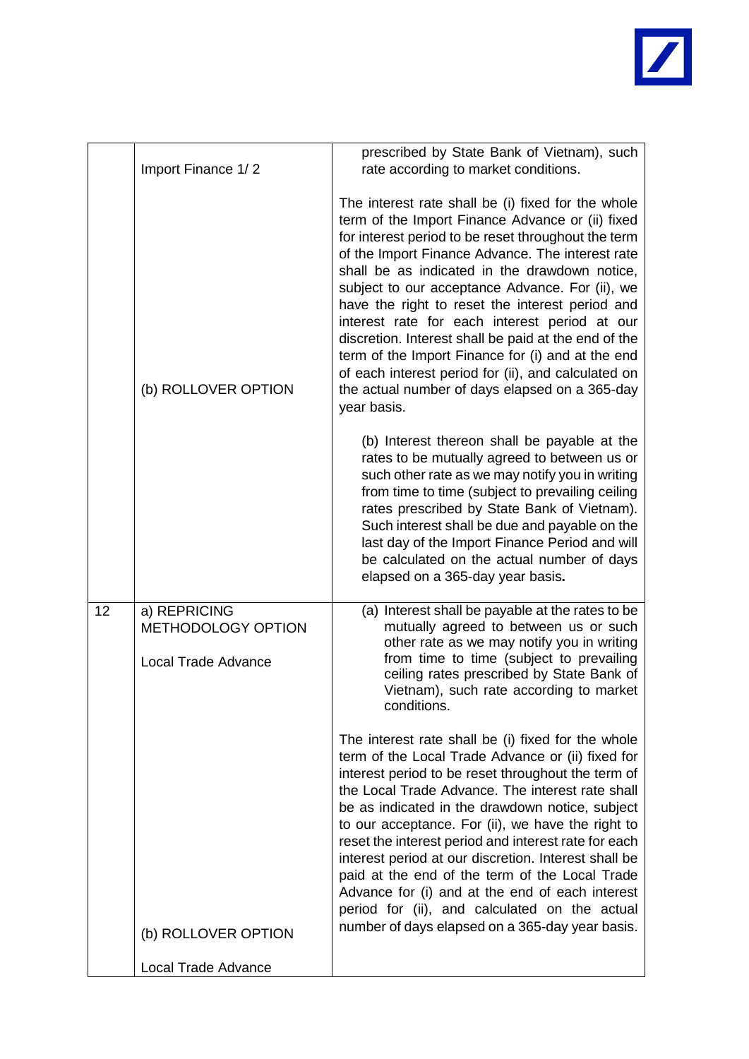|  |  |  |
|---|---|---|
|  | Import Finance 1/ 2<br><br>(b) ROLLOVER OPTION | prescribed by State Bank of Vietnam), such rate according to market conditions.<br><br>The interest rate shall be (i) fixed for the whole term of the Import Finance Advance or (ii) fixed for interest period to be reset throughout the term of the Import Finance Advance. The interest rate shall be as indicated in the drawdown notice, subject to our acceptance Advance. For (ii), we have the right to reset the interest period and interest rate for each interest period at our discretion. Interest shall be paid at the end of the term of the Import Finance for (i) and at the end of each interest period for (ii), and calculated on the actual number of days elapsed on a 365-day year basis.<br><br>(b) Interest thereon shall be payable at the rates to be mutually agreed to between us or such other rate as we may notify you in writing from time to time (subject to prevailing ceiling rates prescribed by State Bank of Vietnam). Such interest shall be due and payable on the last day of the Import Finance Period and will be calculated on the actual number of days elapsed on a 365-day year basis**.** |
| 12 | a) REPRICING METHODOLOGY OPTION<br><br>Local Trade Advance<br><br>(b) ROLLOVER OPTION<br><br>Local Trade Advance | (a) Interest shall be payable at the rates to be mutually agreed to between us or such other rate as we may notify you in writing from time to time (subject to prevailing ceiling rates prescribed by State Bank of Vietnam), such rate according to market conditions.<br><br>The interest rate shall be (i) fixed for the whole term of the Local Trade Advance or (ii) fixed for interest period to be reset throughout the term of the Local Trade Advance. The interest rate shall be as indicated in the drawdown notice, subject to our acceptance. For (ii), we have the right to reset the interest period and interest rate for each interest period at our discretion. Interest shall be paid at the end of the term of the Local Trade Advance for (i) and at the end of each interest period for (ii), and calculated on the actual number of days elapsed on a 365-day year basis. |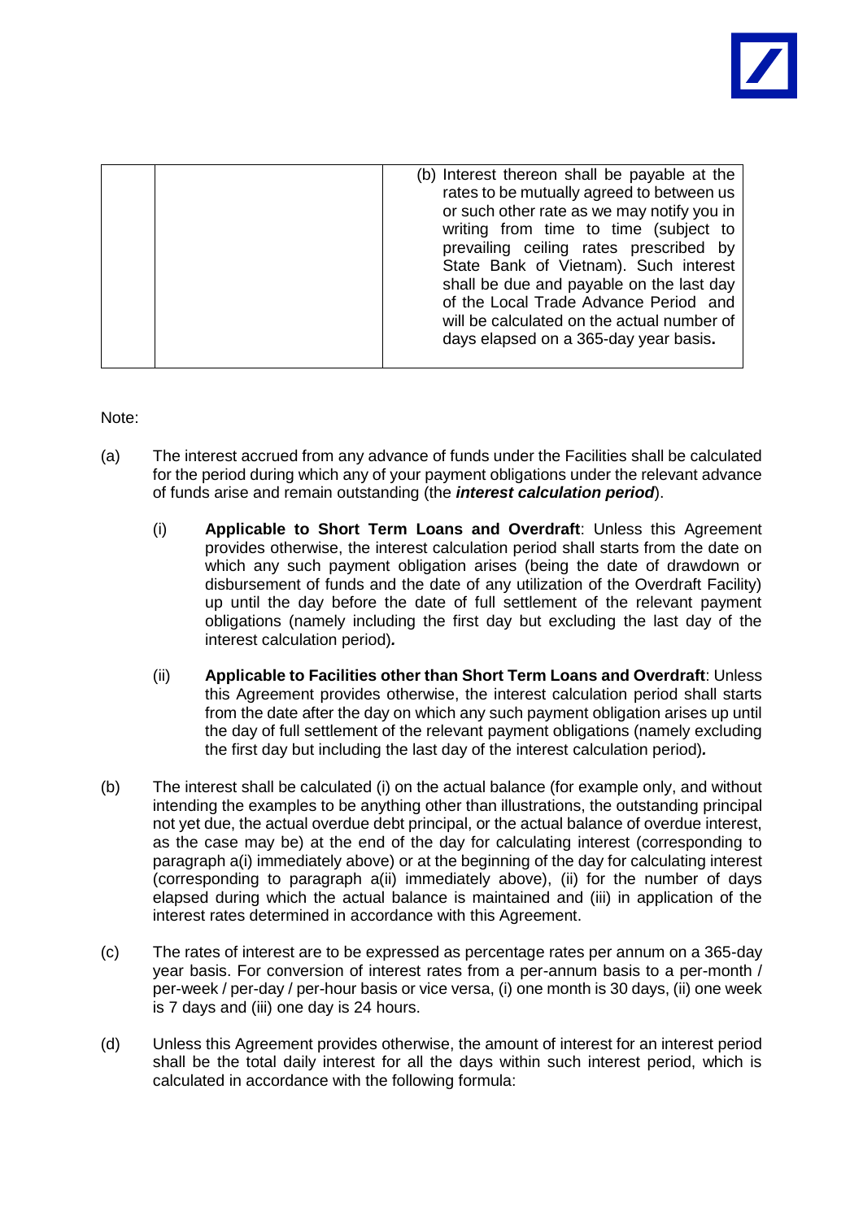| | | (b) Interest thereon shall be payable at the rates to be mutually agreed to between us or such other rate as we may notify you in writing from time to time (subject to prevailing ceiling rates prescribed by State Bank of Vietnam). Such interest shall be due and payable on the last day of the Local Trade Advance Period and will be calculated on the actual number of days elapsed on a 365-day year basis**.** |
|---|---|---|

Note:

(a) The interest accrued from any advance of funds under the Facilities shall be calculated for the period during which any of your payment obligations under the relevant advance of funds arise and remain outstanding (the ***interest calculation period***).

(i) **Applicable to Short Term Loans and Overdraft**: Unless this Agreement provides otherwise, the interest calculation period shall starts from the date on which any such payment obligation arises (being the date of drawdown or disbursement of funds and the date of any utilization of the Overdraft Facility) up until the day before the date of full settlement of the relevant payment obligations (namely including the first day but excluding the last day of the interest calculation period)**.**

(ii) **Applicable to Facilities other than Short Term Loans and Overdraft**: Unless this Agreement provides otherwise, the interest calculation period shall starts from the date after the day on which any such payment obligation arises up until the day of full settlement of the relevant payment obligations (namely excluding the first day but including the last day of the interest calculation period)**.**

(b) The interest shall be calculated (i) on the actual balance (for example only, and without intending the examples to be anything other than illustrations, the outstanding principal not yet due, the actual overdue debt principal, or the actual balance of overdue interest, as the case may be) at the end of the day for calculating interest (corresponding to paragraph a(i) immediately above) or at the beginning of the day for calculating interest (corresponding to paragraph a(ii) immediately above), (ii) for the number of days elapsed during which the actual balance is maintained and (iii) in application of the interest rates determined in accordance with this Agreement.

(c) The rates of interest are to be expressed as percentage rates per annum on a 365-day year basis. For conversion of interest rates from a per-annum basis to a per-month / per-week / per-day / per-hour basis or vice versa, (i) one month is 30 days, (ii) one week is 7 days and (iii) one day is 24 hours.

(d) Unless this Agreement provides otherwise, the amount of interest for an interest period shall be the total daily interest for all the days within such interest period, which is calculated in accordance with the following formula: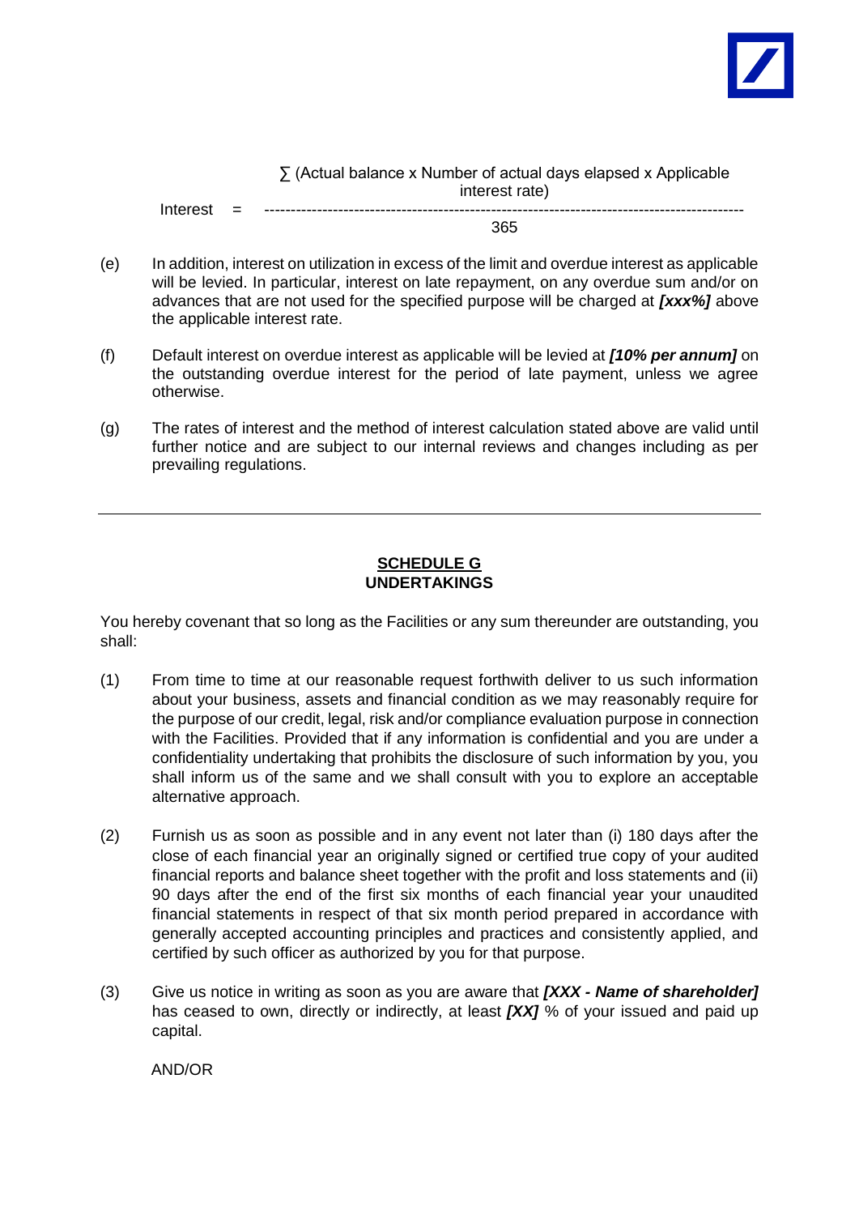$$\text{Interest} = \frac{\sum (\text{Actual balance} \times \text{Number of actual days elapsed} \times \text{Applicable interest rate})}{365}$$

(e) In addition, interest on utilization in excess of the limit and overdue interest as applicable will be levied. In particular, interest on late repayment, on any overdue sum and/or on advances that are not used for the specified purpose will be charged at ***[xxx%]*** above the applicable interest rate.

(f) Default interest on overdue interest as applicable will be levied at ***[10% per annum]*** on the outstanding overdue interest for the period of late payment, unless we agree otherwise.

(g) The rates of interest and the method of interest calculation stated above are valid until further notice and are subject to our internal reviews and changes including as per prevailing regulations.

---

## SCHEDULE G
## UNDERTAKINGS

You hereby covenant that so long as the Facilities or any sum thereunder are outstanding, you shall:

(1) From time to time at our reasonable request forthwith deliver to us such information about your business, assets and financial condition as we may reasonably require for the purpose of our credit, legal, risk and/or compliance evaluation purpose in connection with the Facilities. Provided that if any information is confidential and you are under a confidentiality undertaking that prohibits the disclosure of such information by you, you shall inform us of the same and we shall consult with you to explore an acceptable alternative approach.

(2) Furnish us as soon as possible and in any event not later than (i) 180 days after the close of each financial year an originally signed or certified true copy of your audited financial reports and balance sheet together with the profit and loss statements and (ii) 90 days after the end of the first six months of each financial year your unaudited financial statements in respect of that six month period prepared in accordance with generally accepted accounting principles and practices and consistently applied, and certified by such officer as authorized by you for that purpose.

(3) Give us notice in writing as soon as you are aware that ***[XXX - Name of shareholder]*** has ceased to own, directly or indirectly, at least ***[XX]*** % of your issued and paid up capital.

AND/OR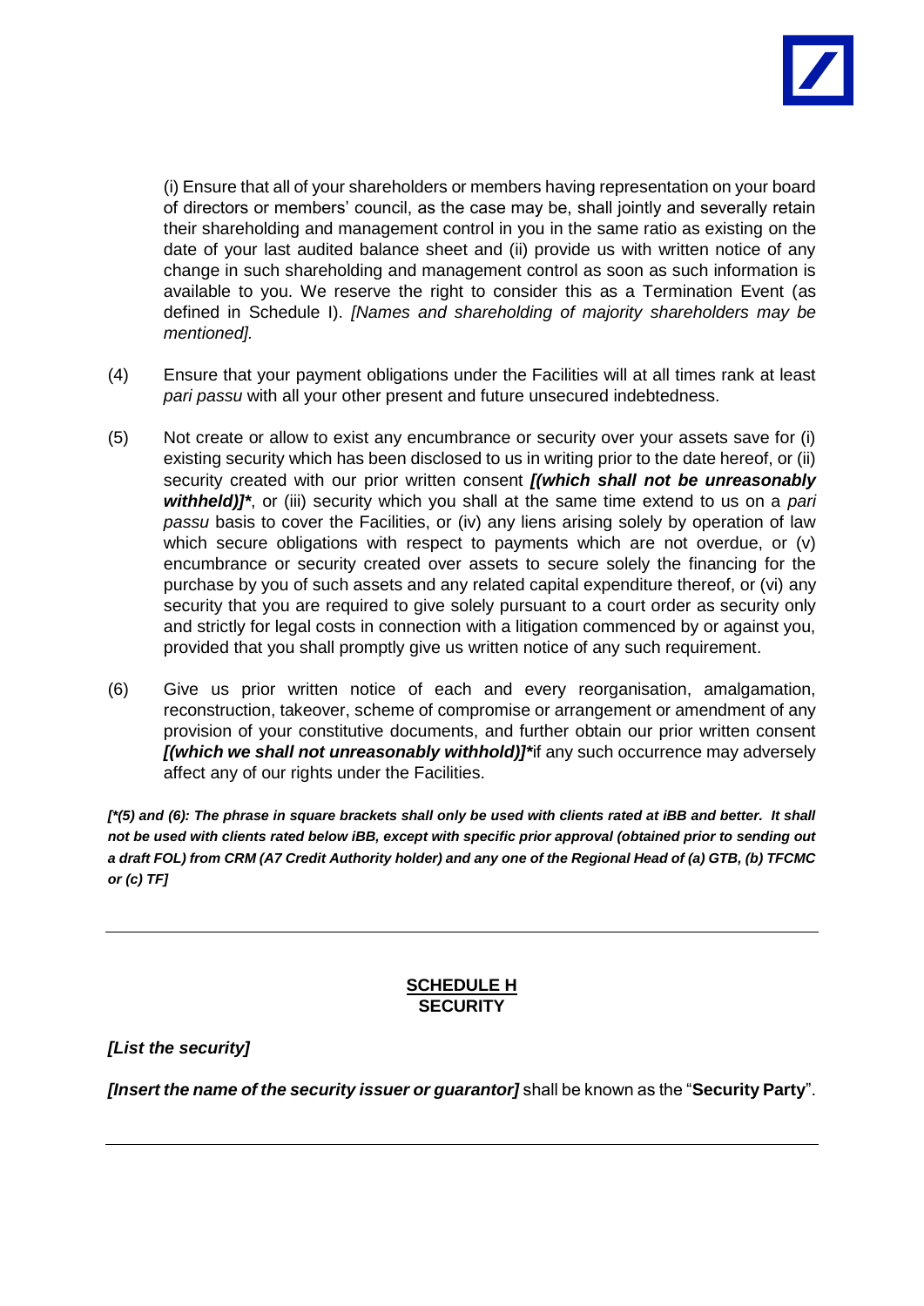(i) Ensure that all of your shareholders or members having representation on your board of directors or members' council, as the case may be, shall jointly and severally retain their shareholding and management control in you in the same ratio as existing on the date of your last audited balance sheet and (ii) provide us with written notice of any change in such shareholding and management control as soon as such information is available to you. We reserve the right to consider this as a Termination Event (as defined in Schedule I). *[Names and shareholding of majority shareholders may be mentioned].*

(4) Ensure that your payment obligations under the Facilities will at all times rank at least *pari passu* with all your other present and future unsecured indebtedness.

(5) Not create or allow to exist any encumbrance or security over your assets save for (i) existing security which has been disclosed to us in writing prior to the date hereof, or (ii) security created with our prior written consent ***[(which shall not be unreasonably withheld)]****, or (iii) security which you shall at the same time extend to us on a *pari passu* basis to cover the Facilities, or (iv) any liens arising solely by operation of law which secure obligations with respect to payments which are not overdue, or (v) encumbrance or security created over assets to secure solely the financing for the purchase by you of such assets and any related capital expenditure thereof, or (vi) any security that you are required to give solely pursuant to a court order as security only and strictly for legal costs in connection with a litigation commenced by or against you, provided that you shall promptly give us written notice of any such requirement.

(6) Give us prior written notice of each and every reorganisation, amalgamation, reconstruction, takeover, scheme of compromise or arrangement or amendment of any provision of your constitutive documents, and further obtain our prior written consent ***[(which we shall not unreasonably withhold)]****if any such occurrence may adversely affect any of our rights under the Facilities.

***[*(5) and (6): The phrase in square brackets shall only be used with clients rated at iBB and better. It shall not be used with clients rated below iBB, except with specific prior approval (obtained prior to sending out a draft FOL) from CRM (A7 Credit Authority holder) and any one of the Regional Head of (a) GTB, (b) TFCMC or (c) TF]***

---

## SCHEDULE H
## SECURITY

***[List the security]***

***[Insert the name of the security issuer or guarantor]*** shall be known as the "**Security Party**".

---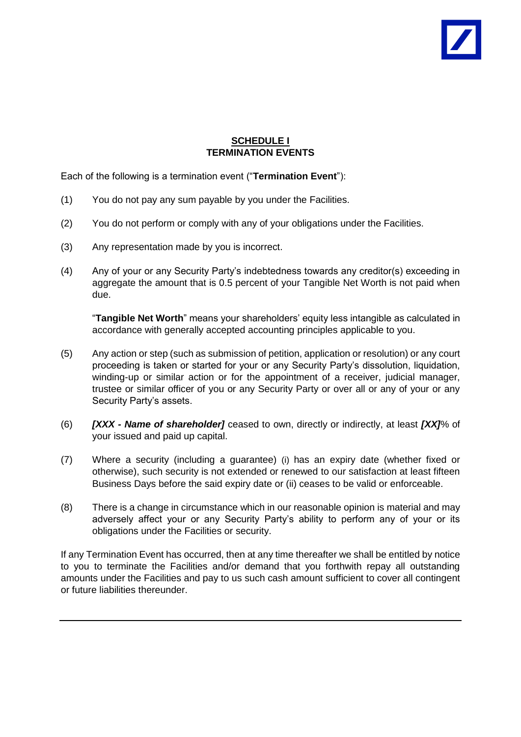## SCHEDULE I
## TERMINATION EVENTS

Each of the following is a termination event ("**Termination Event**"):

(1) You do not pay any sum payable by you under the Facilities.

(2) You do not perform or comply with any of your obligations under the Facilities.

(3) Any representation made by you is incorrect.

(4) Any of your or any Security Party's indebtedness towards any creditor(s) exceeding in aggregate the amount that is 0.5 percent of your Tangible Net Worth is not paid when due.

"**Tangible Net Worth**" means your shareholders' equity less intangible as calculated in accordance with generally accepted accounting principles applicable to you.

(5) Any action or step (such as submission of petition, application or resolution) or any court proceeding is taken or started for your or any Security Party's dissolution, liquidation, winding-up or similar action or for the appointment of a receiver, judicial manager, trustee or similar officer of you or any Security Party or over all or any of your or any Security Party's assets.

(6) ***[XXX - Name of shareholder]*** ceased to own, directly or indirectly, at least ***[XX]***% of your issued and paid up capital.

(7) Where a security (including a guarantee) (i) has an expiry date (whether fixed or otherwise), such security is not extended or renewed to our satisfaction at least fifteen Business Days before the said expiry date or (ii) ceases to be valid or enforceable.

(8) There is a change in circumstance which in our reasonable opinion is material and may adversely affect your or any Security Party's ability to perform any of your or its obligations under the Facilities or security.

If any Termination Event has occurred, then at any time thereafter we shall be entitled by notice to you to terminate the Facilities and/or demand that you forthwith repay all outstanding amounts under the Facilities and pay to us such cash amount sufficient to cover all contingent or future liabilities thereunder.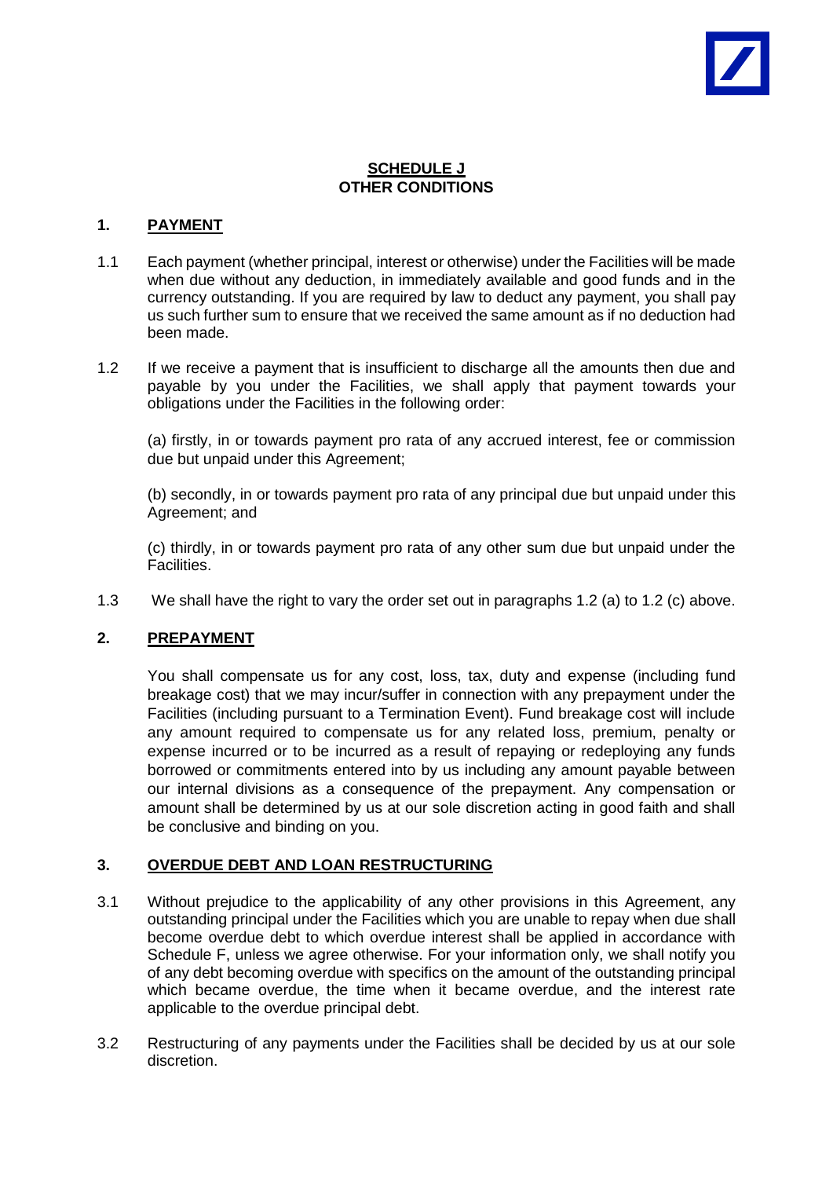**SCHEDULE J**
**OTHER CONDITIONS**

## 1. PAYMENT

1.1 Each payment (whether principal, interest or otherwise) under the Facilities will be made when due without any deduction, in immediately available and good funds and in the currency outstanding. If you are required by law to deduct any payment, you shall pay us such further sum to ensure that we received the same amount as if no deduction had been made.

1.2 If we receive a payment that is insufficient to discharge all the amounts then due and payable by you under the Facilities, we shall apply that payment towards your obligations under the Facilities in the following order:

(a) firstly, in or towards payment pro rata of any accrued interest, fee or commission due but unpaid under this Agreement;

(b) secondly, in or towards payment pro rata of any principal due but unpaid under this Agreement; and

(c) thirdly, in or towards payment pro rata of any other sum due but unpaid under the Facilities.

1.3 We shall have the right to vary the order set out in paragraphs 1.2 (a) to 1.2 (c) above.

## 2. PREPAYMENT

You shall compensate us for any cost, loss, tax, duty and expense (including fund breakage cost) that we may incur/suffer in connection with any prepayment under the Facilities (including pursuant to a Termination Event). Fund breakage cost will include any amount required to compensate us for any related loss, premium, penalty or expense incurred or to be incurred as a result of repaying or redeploying any funds borrowed or commitments entered into by us including any amount payable between our internal divisions as a consequence of the prepayment. Any compensation or amount shall be determined by us at our sole discretion acting in good faith and shall be conclusive and binding on you.

## 3. OVERDUE DEBT AND LOAN RESTRUCTURING

3.1 Without prejudice to the applicability of any other provisions in this Agreement, any outstanding principal under the Facilities which you are unable to repay when due shall become overdue debt to which overdue interest shall be applied in accordance with Schedule F, unless we agree otherwise. For your information only, we shall notify you of any debt becoming overdue with specifics on the amount of the outstanding principal which became overdue, the time when it became overdue, and the interest rate applicable to the overdue principal debt.

3.2 Restructuring of any payments under the Facilities shall be decided by us at our sole discretion.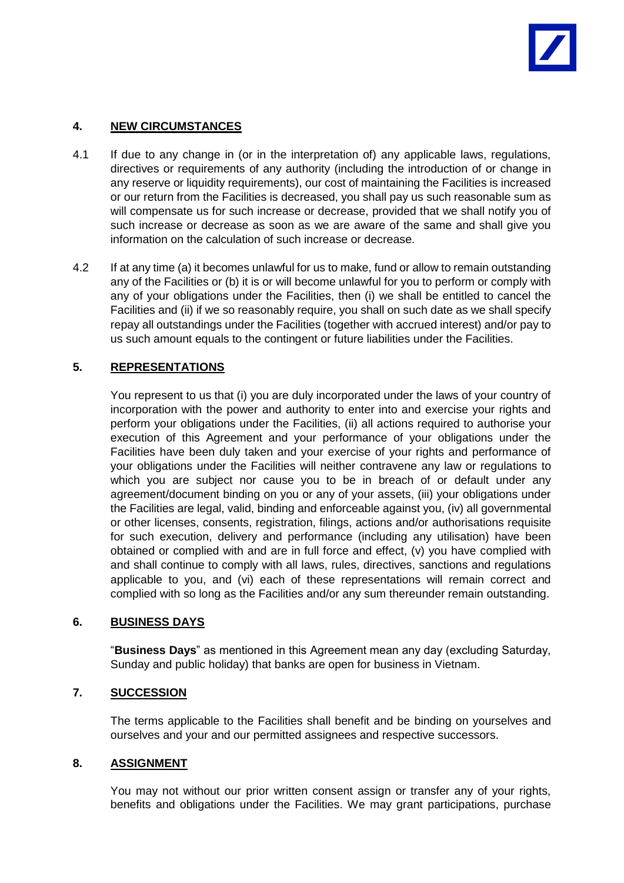## 4. NEW CIRCUMSTANCES

4.1 If due to any change in (or in the interpretation of) any applicable laws, regulations, directives or requirements of any authority (including the introduction of or change in any reserve or liquidity requirements), our cost of maintaining the Facilities is increased or our return from the Facilities is decreased, you shall pay us such reasonable sum as will compensate us for such increase or decrease, provided that we shall notify you of such increase or decrease as soon as we are aware of the same and shall give you information on the calculation of such increase or decrease.

4.2 If at any time (a) it becomes unlawful for us to make, fund or allow to remain outstanding any of the Facilities or (b) it is or will become unlawful for you to perform or comply with any of your obligations under the Facilities, then (i) we shall be entitled to cancel the Facilities and (ii) if we so reasonably require, you shall on such date as we shall specify repay all outstandings under the Facilities (together with accrued interest) and/or pay to us such amount equals to the contingent or future liabilities under the Facilities.

## 5. REPRESENTATIONS

You represent to us that (i) you are duly incorporated under the laws of your country of incorporation with the power and authority to enter into and exercise your rights and perform your obligations under the Facilities, (ii) all actions required to authorise your execution of this Agreement and your performance of your obligations under the Facilities have been duly taken and your exercise of your rights and performance of your obligations under the Facilities will neither contravene any law or regulations to which you are subject nor cause you to be in breach of or default under any agreement/document binding on you or any of your assets, (iii) your obligations under the Facilities are legal, valid, binding and enforceable against you, (iv) all governmental or other licenses, consents, registration, filings, actions and/or authorisations requisite for such execution, delivery and performance (including any utilisation) have been obtained or complied with and are in full force and effect, (v) you have complied with and shall continue to comply with all laws, rules, directives, sanctions and regulations applicable to you, and (vi) each of these representations will remain correct and complied with so long as the Facilities and/or any sum thereunder remain outstanding.

## 6. BUSINESS DAYS

"**Business Days**" as mentioned in this Agreement mean any day (excluding Saturday, Sunday and public holiday) that banks are open for business in Vietnam.

## 7. SUCCESSION

The terms applicable to the Facilities shall benefit and be binding on yourselves and ourselves and your and our permitted assignees and respective successors.

## 8. ASSIGNMENT

You may not without our prior written consent assign or transfer any of your rights, benefits and obligations under the Facilities. We may grant participations, purchase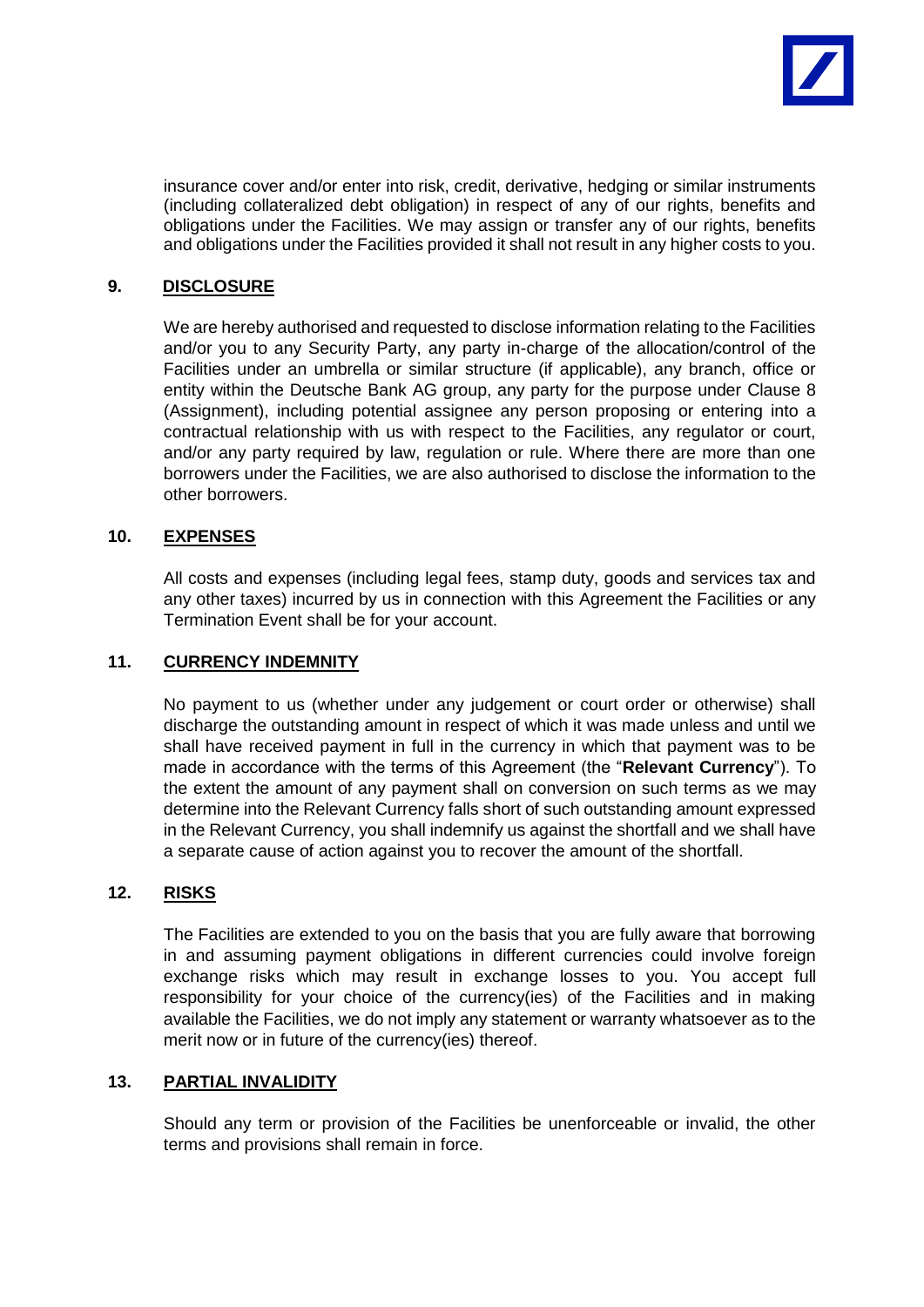insurance cover and/or enter into risk, credit, derivative, hedging or similar instruments (including collateralized debt obligation) in respect of any of our rights, benefits and obligations under the Facilities. We may assign or transfer any of our rights, benefits and obligations under the Facilities provided it shall not result in any higher costs to you.

## 9. DISCLOSURE

We are hereby authorised and requested to disclose information relating to the Facilities and/or you to any Security Party, any party in-charge of the allocation/control of the Facilities under an umbrella or similar structure (if applicable), any branch, office or entity within the Deutsche Bank AG group, any party for the purpose under Clause 8 (Assignment), including potential assignee any person proposing or entering into a contractual relationship with us with respect to the Facilities, any regulator or court, and/or any party required by law, regulation or rule. Where there are more than one borrowers under the Facilities, we are also authorised to disclose the information to the other borrowers.

## 10. EXPENSES

All costs and expenses (including legal fees, stamp duty, goods and services tax and any other taxes) incurred by us in connection with this Agreement the Facilities or any Termination Event shall be for your account.

## 11. CURRENCY INDEMNITY

No payment to us (whether under any judgement or court order or otherwise) shall discharge the outstanding amount in respect of which it was made unless and until we shall have received payment in full in the currency in which that payment was to be made in accordance with the terms of this Agreement (the "**Relevant Currency**"). To the extent the amount of any payment shall on conversion on such terms as we may determine into the Relevant Currency falls short of such outstanding amount expressed in the Relevant Currency, you shall indemnify us against the shortfall and we shall have a separate cause of action against you to recover the amount of the shortfall.

## 12. RISKS

The Facilities are extended to you on the basis that you are fully aware that borrowing in and assuming payment obligations in different currencies could involve foreign exchange risks which may result in exchange losses to you. You accept full responsibility for your choice of the currency(ies) of the Facilities and in making available the Facilities, we do not imply any statement or warranty whatsoever as to the merit now or in future of the currency(ies) thereof.

## 13. PARTIAL INVALIDITY

Should any term or provision of the Facilities be unenforceable or invalid, the other terms and provisions shall remain in force.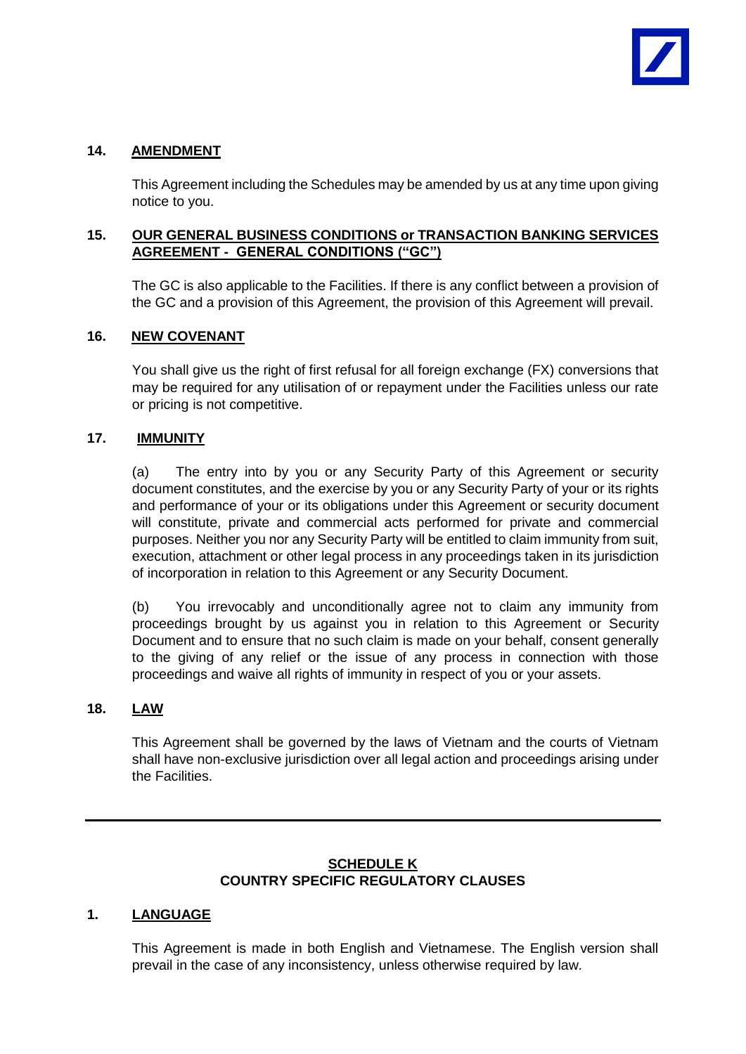**14. AMENDMENT**

This Agreement including the Schedules may be amended by us at any time upon giving notice to you.

**15. OUR GENERAL BUSINESS CONDITIONS or TRANSACTION BANKING SERVICES AGREEMENT - GENERAL CONDITIONS ("GC")**

The GC is also applicable to the Facilities. If there is any conflict between a provision of the GC and a provision of this Agreement, the provision of this Agreement will prevail.

**16. NEW COVENANT**

You shall give us the right of first refusal for all foreign exchange (FX) conversions that may be required for any utilisation of or repayment under the Facilities unless our rate or pricing is not competitive.

**17. IMMUNITY**

(a) The entry into by you or any Security Party of this Agreement or security document constitutes, and the exercise by you or any Security Party of your or its rights and performance of your or its obligations under this Agreement or security document will constitute, private and commercial acts performed for private and commercial purposes. Neither you nor any Security Party will be entitled to claim immunity from suit, execution, attachment or other legal process in any proceedings taken in its jurisdiction of incorporation in relation to this Agreement or any Security Document.

(b) You irrevocably and unconditionally agree not to claim any immunity from proceedings brought by us against you in relation to this Agreement or Security Document and to ensure that no such claim is made on your behalf, consent generally to the giving of any relief or the issue of any process in connection with those proceedings and waive all rights of immunity in respect of you or your assets.

**18. LAW**

This Agreement shall be governed by the laws of Vietnam and the courts of Vietnam shall have non-exclusive jurisdiction over all legal action and proceedings arising under the Facilities.

---

## SCHEDULE K
## COUNTRY SPECIFIC REGULATORY CLAUSES

**1. LANGUAGE**

This Agreement is made in both English and Vietnamese. The English version shall prevail in the case of any inconsistency, unless otherwise required by law.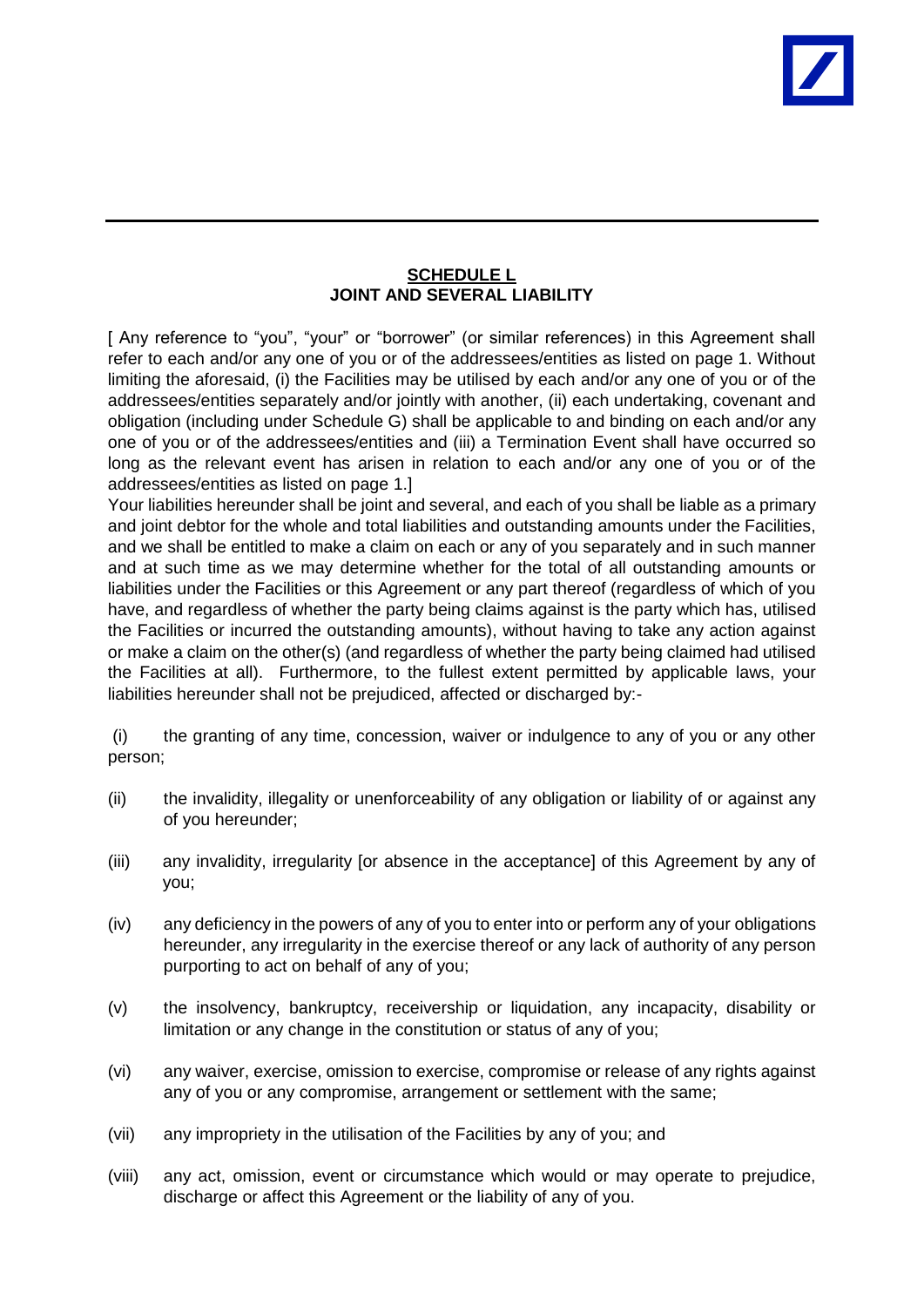**SCHEDULE L**
**JOINT AND SEVERAL LIABILITY**

[ Any reference to "you", "your" or "borrower" (or similar references) in this Agreement shall refer to each and/or any one of you or of the addressees/entities as listed on page 1. Without limiting the aforesaid, (i) the Facilities may be utilised by each and/or any one of you or of the addressees/entities separately and/or jointly with another, (ii) each undertaking, covenant and obligation (including under Schedule G) shall be applicable to and binding on each and/or any one of you or of the addressees/entities and (iii) a Termination Event shall have occurred so long as the relevant event has arisen in relation to each and/or any one of you or of the addressees/entities as listed on page 1.]

Your liabilities hereunder shall be joint and several, and each of you shall be liable as a primary and joint debtor for the whole and total liabilities and outstanding amounts under the Facilities, and we shall be entitled to make a claim on each or any of you separately and in such manner and at such time as we may determine whether for the total of all outstanding amounts or liabilities under the Facilities or this Agreement or any part thereof (regardless of which of you have, and regardless of whether the party being claims against is the party which has, utilised the Facilities or incurred the outstanding amounts), without having to take any action against or make a claim on the other(s) (and regardless of whether the party being claimed had utilised the Facilities at all). Furthermore, to the fullest extent permitted by applicable laws, your liabilities hereunder shall not be prejudiced, affected or discharged by:-

(i) the granting of any time, concession, waiver or indulgence to any of you or any other person;

(ii) the invalidity, illegality or unenforceability of any obligation or liability of or against any of you hereunder;

(iii) any invalidity, irregularity [or absence in the acceptance] of this Agreement by any of you;

(iv) any deficiency in the powers of any of you to enter into or perform any of your obligations hereunder, any irregularity in the exercise thereof or any lack of authority of any person purporting to act on behalf of any of you;

(v) the insolvency, bankruptcy, receivership or liquidation, any incapacity, disability or limitation or any change in the constitution or status of any of you;

(vi) any waiver, exercise, omission to exercise, compromise or release of any rights against any of you or any compromise, arrangement or settlement with the same;

(vii) any impropriety in the utilisation of the Facilities by any of you; and

(viii) any act, omission, event or circumstance which would or may operate to prejudice, discharge or affect this Agreement or the liability of any of you.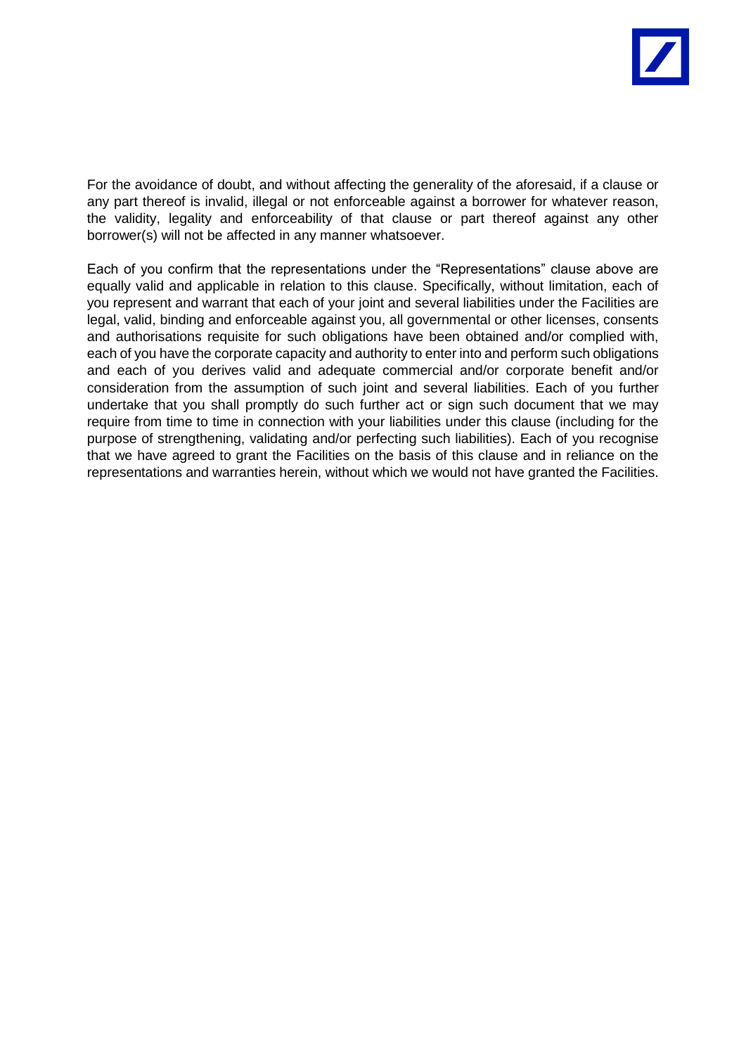For the avoidance of doubt, and without affecting the generality of the aforesaid, if a clause or any part thereof is invalid, illegal or not enforceable against a borrower for whatever reason, the validity, legality and enforceability of that clause or part thereof against any other borrower(s) will not be affected in any manner whatsoever.

Each of you confirm that the representations under the "Representations" clause above are equally valid and applicable in relation to this clause. Specifically, without limitation, each of you represent and warrant that each of your joint and several liabilities under the Facilities are legal, valid, binding and enforceable against you, all governmental or other licenses, consents and authorisations requisite for such obligations have been obtained and/or complied with, each of you have the corporate capacity and authority to enter into and perform such obligations and each of you derives valid and adequate commercial and/or corporate benefit and/or consideration from the assumption of such joint and several liabilities. Each of you further undertake that you shall promptly do such further act or sign such document that we may require from time to time in connection with your liabilities under this clause (including for the purpose of strengthening, validating and/or perfecting such liabilities). Each of you recognise that we have agreed to grant the Facilities on the basis of this clause and in reliance on the representations and warranties herein, without which we would not have granted the Facilities.